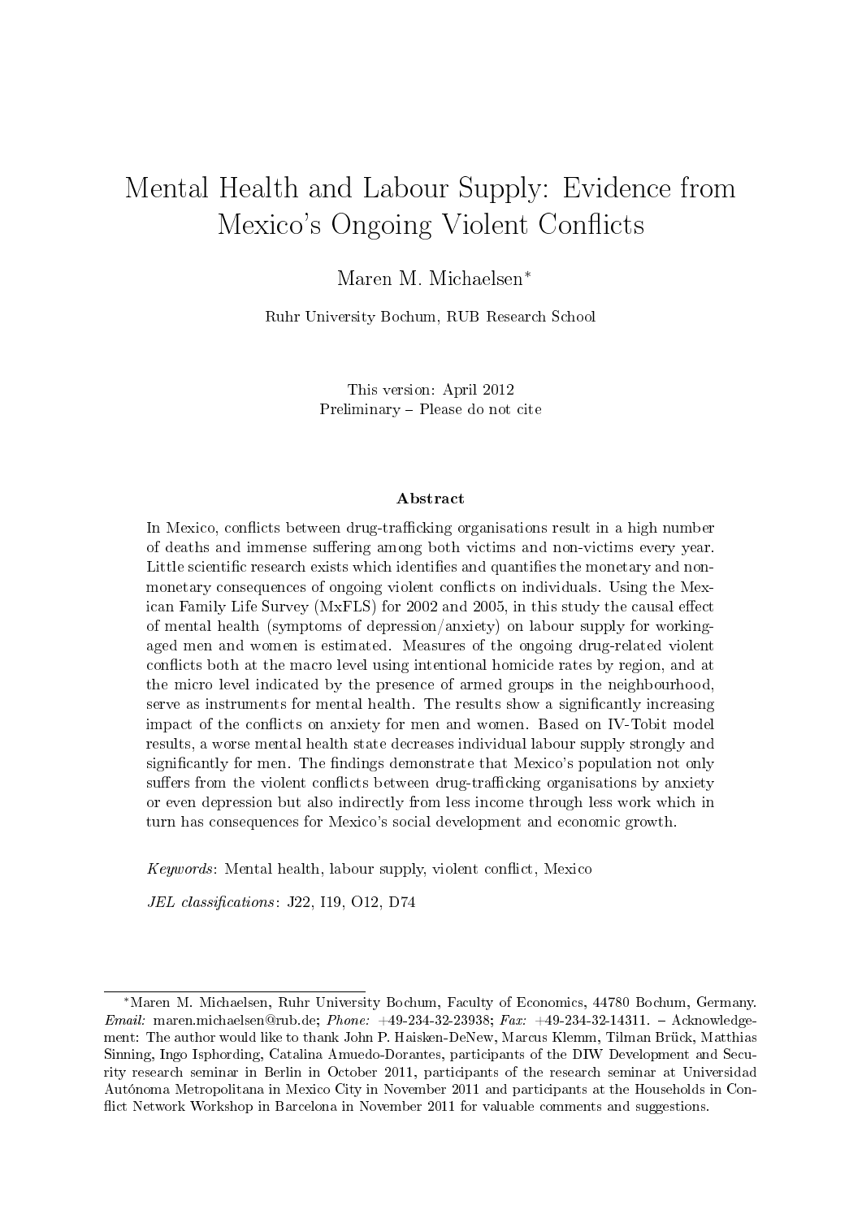# Mental Health and Labour Supply: Evidence from Mexico's Ongoing Violent Conflicts

Maren M. Michaelsen*

Ruhr University Bochum, RUB Research School

This version: April 2012
Preliminary – Please do not cite

### Abstract

In Mexico, conflicts between drug-trafficking organisations result in a high number of deaths and immense suffering among both victims and non-victims every year. Little scientific research exists which identifies and quantifies the monetary and non-monetary consequences of ongoing violent conflicts on individuals. Using the Mexican Family Life Survey (MxFLS) for 2002 and 2005, in this study the causal effect of mental health (symptoms of depression/anxiety) on labour supply for working-aged men and women is estimated. Measures of the ongoing drug-related violent conflicts both at the macro level using intentional homicide rates by region, and at the micro level indicated by the presence of armed groups in the neighbourhood, serve as instruments for mental health. The results show a significantly increasing impact of the conflicts on anxiety for men and women. Based on IV-Tobit model results, a worse mental health state decreases individual labour supply strongly and significantly for men. The findings demonstrate that Mexico's population not only suffers from the violent conflicts between drug-trafficking organisations by anxiety or even depression but also indirectly from less income through less work which in turn has consequences for Mexico's social development and economic growth.

*Keywords*: Mental health, labour supply, violent conflict, Mexico

*JEL classifications*: J22, I19, O12, D74

---

*Maren M. Michaelsen, Ruhr University Bochum, Faculty of Economics, 44780 Bochum, Germany. *Email:* maren.michaelsen@rub.de; *Phone:* +49-234-32-23938; *Fax:* +49-234-32-14311. – Acknowledgement: The author would like to thank John P. Haisken-DeNew, Marcus Klemm, Tilman Brück, Matthias Sinning, Ingo Isphording, Catalina Amuedo-Dorantes, participants of the DIW Development and Security research seminar in Berlin in October 2011, participants of the research seminar at Universidad Autónoma Metropolitana in Mexico City in November 2011 and participants at the Households in Conflict Network Workshop in Barcelona in November 2011 for valuable comments and suggestions.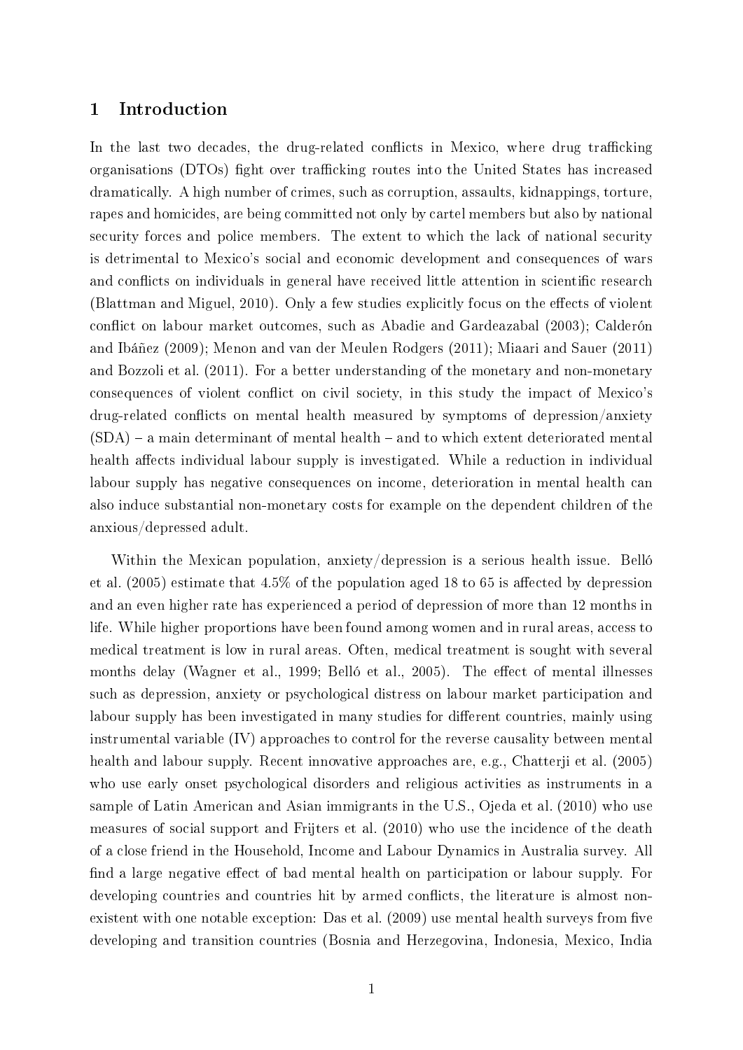## 1 Introduction

In the last two decades, the drug-related conflicts in Mexico, where drug trafficking organisations (DTOs) fight over trafficking routes into the United States has increased dramatically. A high number of crimes, such as corruption, assaults, kidnappings, torture, rapes and homicides, are being committed not only by cartel members but also by national security forces and police members. The extent to which the lack of national security is detrimental to Mexico's social and economic development and consequences of wars and conflicts on individuals in general have received little attention in scientific research (Blattman and Miguel, 2010). Only a few studies explicitly focus on the effects of violent conflict on labour market outcomes, such as Abadie and Gardeazabal (2003); Calderón and Ibáñez (2009); Menon and van der Meulen Rodgers (2011); Miaari and Sauer (2011) and Bozzoli et al. (2011). For a better understanding of the monetary and non-monetary consequences of violent conflict on civil society, in this study the impact of Mexico's drug-related conflicts on mental health measured by symptoms of depression/anxiety (SDA) – a main determinant of mental health – and to which extent deteriorated mental health affects individual labour supply is investigated. While a reduction in individual labour supply has negative consequences on income, deterioration in mental health can also induce substantial non-monetary costs for example on the dependent children of the anxious/depressed adult.

Within the Mexican population, anxiety/depression is a serious health issue. Belló et al. (2005) estimate that 4.5% of the population aged 18 to 65 is affected by depression and an even higher rate has experienced a period of depression of more than 12 months in life. While higher proportions have been found among women and in rural areas, access to medical treatment is low in rural areas. Often, medical treatment is sought with several months delay (Wagner et al., 1999; Belló et al., 2005). The effect of mental illnesses such as depression, anxiety or psychological distress on labour market participation and labour supply has been investigated in many studies for different countries, mainly using instrumental variable (IV) approaches to control for the reverse causality between mental health and labour supply. Recent innovative approaches are, e.g., Chatterji et al. (2005) who use early onset psychological disorders and religious activities as instruments in a sample of Latin American and Asian immigrants in the U.S., Ojeda et al. (2010) who use measures of social support and Frijters et al. (2010) who use the incidence of the death of a close friend in the Household, Income and Labour Dynamics in Australia survey. All find a large negative effect of bad mental health on participation or labour supply. For developing countries and countries hit by armed conflicts, the literature is almost non-existent with one notable exception: Das et al. (2009) use mental health surveys from five developing and transition countries (Bosnia and Herzegovina, Indonesia, Mexico, India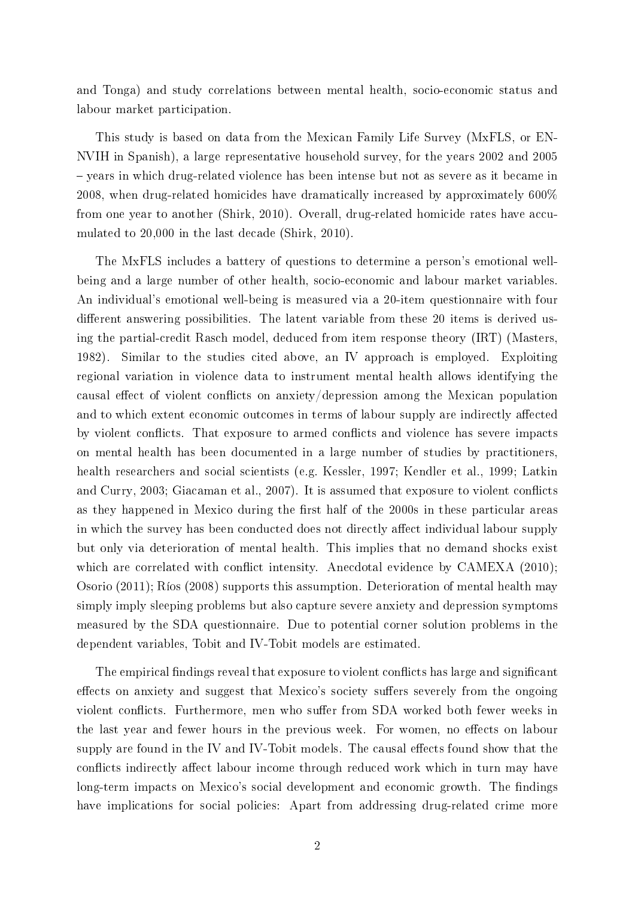and Tonga) and study correlations between mental health, socio-economic status and labour market participation.

This study is based on data from the Mexican Family Life Survey (MxFLS, or ENNVIH in Spanish), a large representative household survey, for the years 2002 and 2005 – years in which drug-related violence has been intense but not as severe as it became in 2008, when drug-related homicides have dramatically increased by approximately 600% from one year to another (Shirk, 2010). Overall, drug-related homicide rates have accumulated to 20,000 in the last decade (Shirk, 2010).

The MxFLS includes a battery of questions to determine a person's emotional well-being and a large number of other health, socio-economic and labour market variables. An individual's emotional well-being is measured via a 20-item questionnaire with four different answering possibilities. The latent variable from these 20 items is derived using the partial-credit Rasch model, deduced from item response theory (IRT) (Masters, 1982). Similar to the studies cited above, an IV approach is employed. Exploiting regional variation in violence data to instrument mental health allows identifying the causal effect of violent conflicts on anxiety/depression among the Mexican population and to which extent economic outcomes in terms of labour supply are indirectly affected by violent conflicts. That exposure to armed conflicts and violence has severe impacts on mental health has been documented in a large number of studies by practitioners, health researchers and social scientists (e.g. Kessler, 1997; Kendler et al., 1999; Latkin and Curry, 2003; Giacaman et al., 2007). It is assumed that exposure to violent conflicts as they happened in Mexico during the first half of the 2000s in these particular areas in which the survey has been conducted does not directly affect individual labour supply but only via deterioration of mental health. This implies that no demand shocks exist which are correlated with conflict intensity. Anecdotal evidence by CAMEXA (2010); Osorio (2011); Ríos (2008) supports this assumption. Deterioration of mental health may simply imply sleeping problems but also capture severe anxiety and depression symptoms measured by the SDA questionnaire. Due to potential corner solution problems in the dependent variables, Tobit and IV-Tobit models are estimated.

The empirical findings reveal that exposure to violent conflicts has large and significant effects on anxiety and suggest that Mexico's society suffers severely from the ongoing violent conflicts. Furthermore, men who suffer from SDA worked both fewer weeks in the last year and fewer hours in the previous week. For women, no effects on labour supply are found in the IV and IV-Tobit models. The causal effects found show that the conflicts indirectly affect labour income through reduced work which in turn may have long-term impacts on Mexico's social development and economic growth. The findings have implications for social policies: Apart from addressing drug-related crime more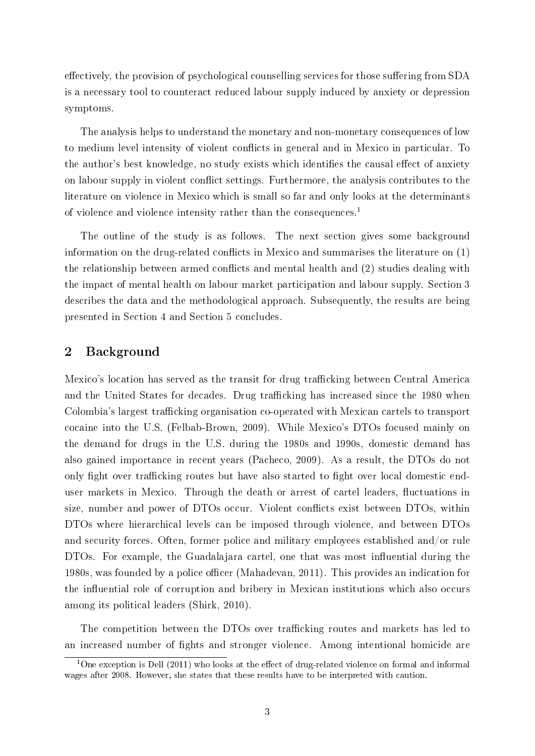effectively, the provision of psychological counselling services for those suffering from SDA is a necessary tool to counteract reduced labour supply induced by anxiety or depression symptoms.

The analysis helps to understand the monetary and non-monetary consequences of low to medium level intensity of violent conflicts in general and in Mexico in particular. To the author's best knowledge, no study exists which identifies the causal effect of anxiety on labour supply in violent conflict settings. Furthermore, the analysis contributes to the literature on violence in Mexico which is small so far and only looks at the determinants of violence and violence intensity rather than the consequences.[1]

The outline of the study is as follows. The next section gives some background information on the drug-related conflicts in Mexico and summarises the literature on (1) the relationship between armed conflicts and mental health and (2) studies dealing with the impact of mental health on labour market participation and labour supply. Section 3 describes the data and the methodological approach. Subsequently, the results are being presented in Section 4 and Section 5 concludes.

## 2 Background

Mexico's location has served as the transit for drug trafficking between Central America and the United States for decades. Drug trafficking has increased since the 1980 when Colombia's largest trafficking organisation co-operated with Mexican cartels to transport cocaine into the U.S. (Felbab-Brown, 2009). While Mexico's DTOs focused mainly on the demand for drugs in the U.S. during the 1980s and 1990s, domestic demand has also gained importance in recent years (Pacheco, 2009). As a result, the DTOs do not only fight over trafficking routes but have also started to fight over local domestic end-user markets in Mexico. Through the death or arrest of cartel leaders, fluctuations in size, number and power of DTOs occur. Violent conflicts exist between DTOs, within DTOs where hierarchical levels can be imposed through violence, and between DTOs and security forces. Often, former police and military employees established and/or rule DTOs. For example, the Guadalajara cartel, one that was most influential during the 1980s, was founded by a police officer (Mahadevan, 2011). This provides an indication for the influential role of corruption and bribery in Mexican institutions which also occurs among its political leaders (Shirk, 2010).

The competition between the DTOs over trafficking routes and markets has led to an increased number of fights and stronger violence. Among intentional homicide are

[1] One exception is Dell (2011) who looks at the effect of drug-related violence on formal and informal wages after 2008. However, she states that these results have to be interpreted with caution.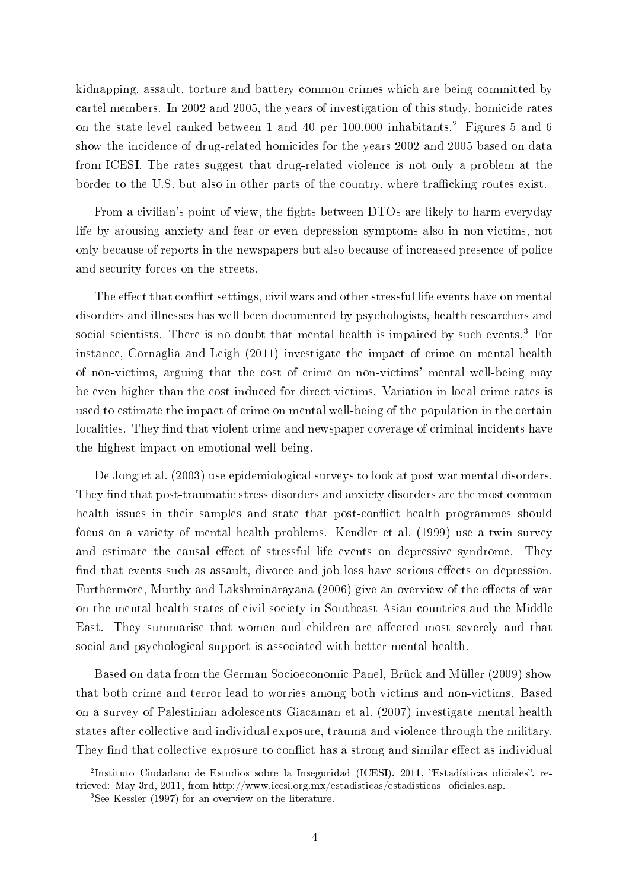kidnapping, assault, torture and battery common crimes which are being committed by cartel members. In 2002 and 2005, the years of investigation of this study, homicide rates on the state level ranked between 1 and 40 per 100,000 inhabitants.[2] Figures 5 and 6 show the incidence of drug-related homicides for the years 2002 and 2005 based on data from ICESI. The rates suggest that drug-related violence is not only a problem at the border to the U.S. but also in other parts of the country, where trafficking routes exist.

From a civilian's point of view, the fights between DTOs are likely to harm everyday life by arousing anxiety and fear or even depression symptoms also in non-victims, not only because of reports in the newspapers but also because of increased presence of police and security forces on the streets.

The effect that conflict settings, civil wars and other stressful life events have on mental disorders and illnesses has well been documented by psychologists, health researchers and social scientists. There is no doubt that mental health is impaired by such events.[3] For instance, Cornaglia and Leigh (2011) investigate the impact of crime on mental health of non-victims, arguing that the cost of crime on non-victims' mental well-being may be even higher than the cost induced for direct victims. Variation in local crime rates is used to estimate the impact of crime on mental well-being of the population in the certain localities. They find that violent crime and newspaper coverage of criminal incidents have the highest impact on emotional well-being.

De Jong et al. (2003) use epidemiological surveys to look at post-war mental disorders. They find that post-traumatic stress disorders and anxiety disorders are the most common health issues in their samples and state that post-conflict health programmes should focus on a variety of mental health problems. Kendler et al. (1999) use a twin survey and estimate the causal effect of stressful life events on depressive syndrome. They find that events such as assault, divorce and job loss have serious effects on depression. Furthermore, Murthy and Lakshminarayana (2006) give an overview of the effects of war on the mental health states of civil society in Southeast Asian countries and the Middle East. They summarise that women and children are affected most severely and that social and psychological support is associated with better mental health.

Based on data from the German Socioeconomic Panel, Brück and Müller (2009) show that both crime and terror lead to worries among both victims and non-victims. Based on a survey of Palestinian adolescents Giacaman et al. (2007) investigate mental health states after collective and individual exposure, trauma and violence through the military. They find that collective exposure to conflict has a strong and similar effect as individual

[2] Instituto Ciudadano de Estudios sobre la Inseguridad (ICESI), 2011, "Estadísticas oficiales", retrieved: May 3rd, 2011, from http://www.icesi.org.mx/estadisticas/estadisticas_oficiales.asp.

[3] See Kessler (1997) for an overview on the literature.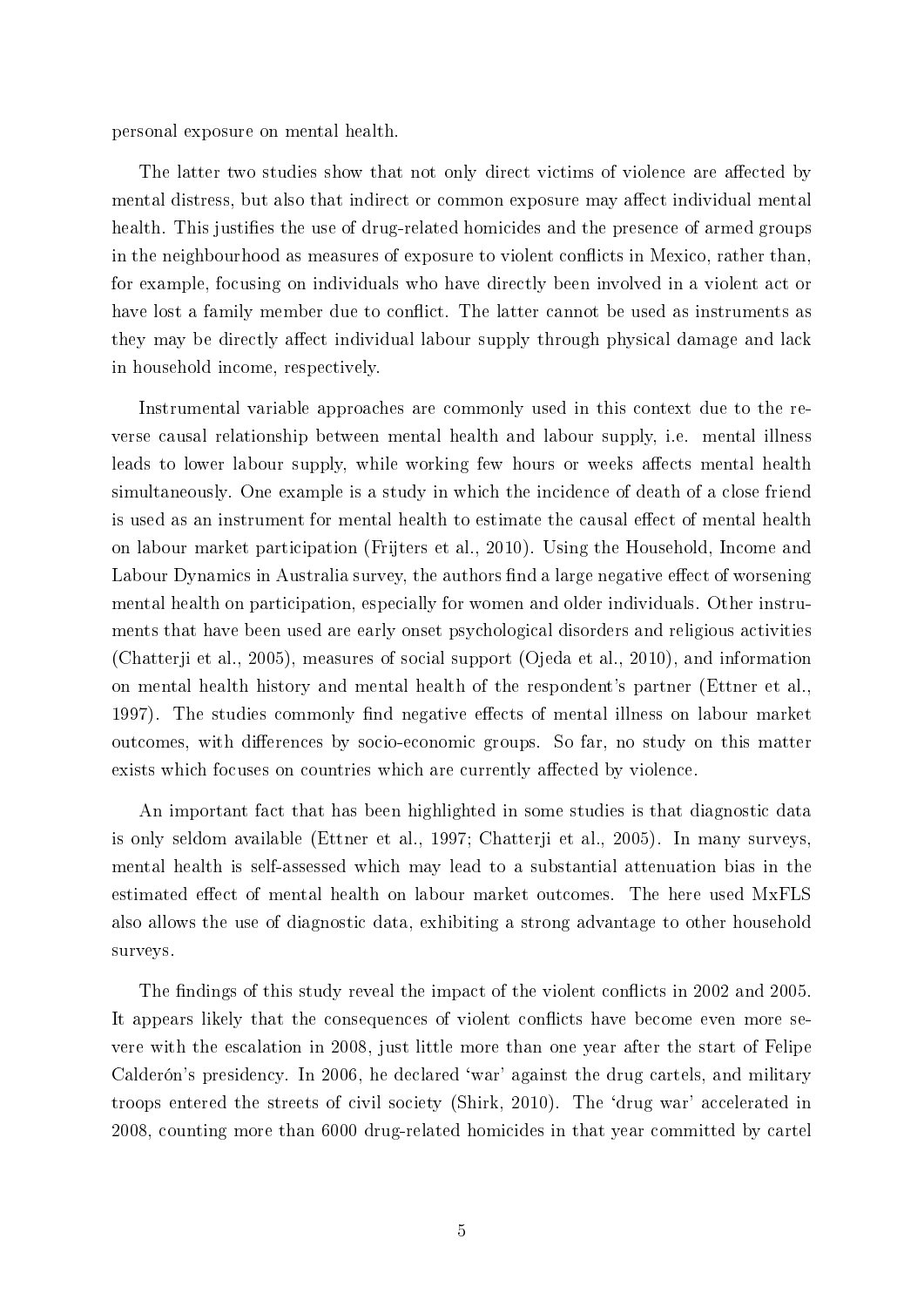personal exposure on mental health.

The latter two studies show that not only direct victims of violence are affected by mental distress, but also that indirect or common exposure may affect individual mental health. This justifies the use of drug-related homicides and the presence of armed groups in the neighbourhood as measures of exposure to violent conflicts in Mexico, rather than, for example, focusing on individuals who have directly been involved in a violent act or have lost a family member due to conflict. The latter cannot be used as instruments as they may be directly affect individual labour supply through physical damage and lack in household income, respectively.

Instrumental variable approaches are commonly used in this context due to the reverse causal relationship between mental health and labour supply, i.e. mental illness leads to lower labour supply, while working few hours or weeks affects mental health simultaneously. One example is a study in which the incidence of death of a close friend is used as an instrument for mental health to estimate the causal effect of mental health on labour market participation (Frijters et al., 2010). Using the Household, Income and Labour Dynamics in Australia survey, the authors find a large negative effect of worsening mental health on participation, especially for women and older individuals. Other instruments that have been used are early onset psychological disorders and religious activities (Chatterji et al., 2005), measures of social support (Ojeda et al., 2010), and information on mental health history and mental health of the respondent's partner (Ettner et al., 1997). The studies commonly find negative effects of mental illness on labour market outcomes, with differences by socio-economic groups. So far, no study on this matter exists which focuses on countries which are currently affected by violence.

An important fact that has been highlighted in some studies is that diagnostic data is only seldom available (Ettner et al., 1997; Chatterji et al., 2005). In many surveys, mental health is self-assessed which may lead to a substantial attenuation bias in the estimated effect of mental health on labour market outcomes. The here used MxFLS also allows the use of diagnostic data, exhibiting a strong advantage to other household surveys.

The findings of this study reveal the impact of the violent conflicts in 2002 and 2005. It appears likely that the consequences of violent conflicts have become even more severe with the escalation in 2008, just little more than one year after the start of Felipe Calderón's presidency. In 2006, he declared 'war' against the drug cartels, and military troops entered the streets of civil society (Shirk, 2010). The 'drug war' accelerated in 2008, counting more than 6000 drug-related homicides in that year committed by cartel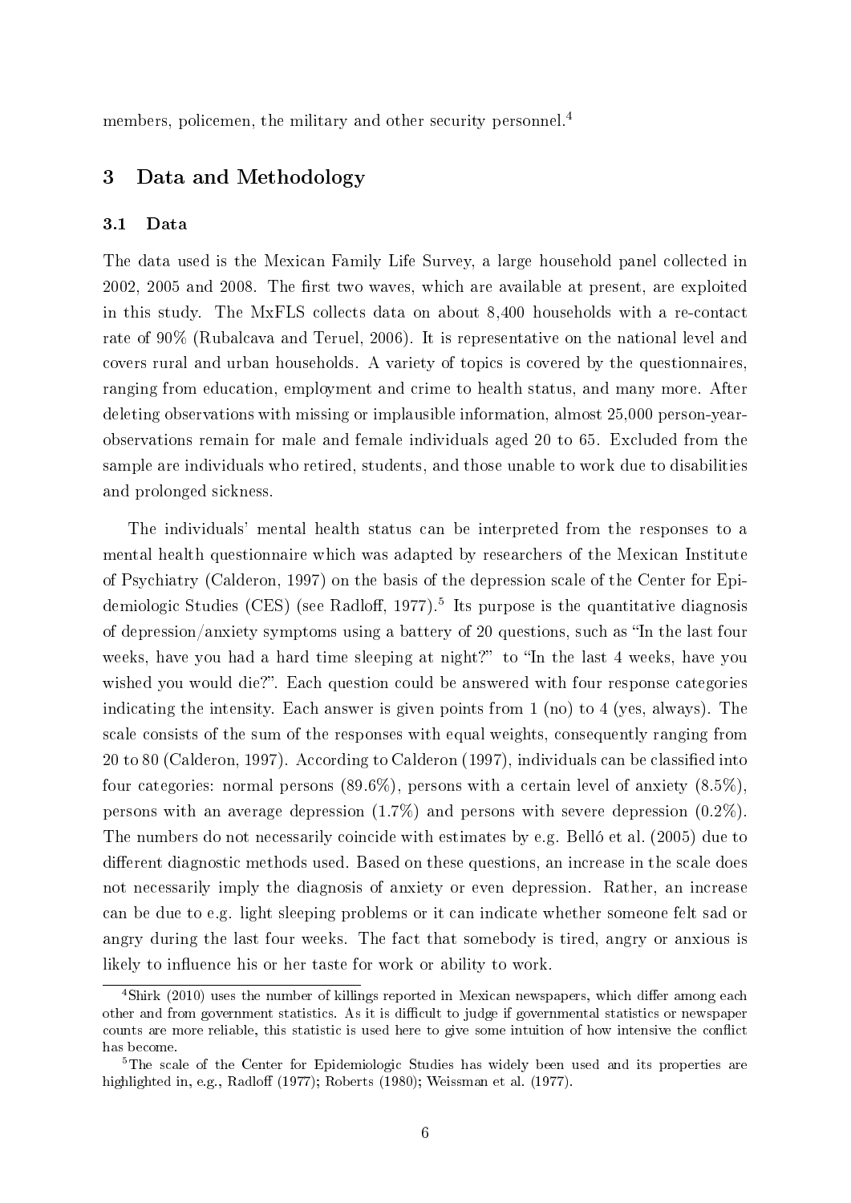members, policemen, the military and other security personnel.[4]

## 3 Data and Methodology

### 3.1 Data

The data used is the Mexican Family Life Survey, a large household panel collected in 2002, 2005 and 2008. The first two waves, which are available at present, are exploited in this study. The MxFLS collects data on about 8,400 households with a re-contact rate of 90% (Rubalcava and Teruel, 2006). It is representative on the national level and covers rural and urban households. A variety of topics is covered by the questionnaires, ranging from education, employment and crime to health status, and many more. After deleting observations with missing or implausible information, almost 25,000 person-year-observations remain for male and female individuals aged 20 to 65. Excluded from the sample are individuals who retired, students, and those unable to work due to disabilities and prolonged sickness.

The individuals' mental health status can be interpreted from the responses to a mental health questionnaire which was adapted by researchers of the Mexican Institute of Psychiatry (Calderon, 1997) on the basis of the depression scale of the Center for Epidemiologic Studies (CES) (see Radloff, 1977).[5] Its purpose is the quantitative diagnosis of depression/anxiety symptoms using a battery of 20 questions, such as "In the last four weeks, have you had a hard time sleeping at night?" to "In the last 4 weeks, have you wished you would die?". Each question could be answered with four response categories indicating the intensity. Each answer is given points from 1 (no) to 4 (yes, always). The scale consists of the sum of the responses with equal weights, consequently ranging from 20 to 80 (Calderon, 1997). According to Calderon (1997), individuals can be classified into four categories: normal persons (89.6%), persons with a certain level of anxiety (8.5%), persons with an average depression (1.7%) and persons with severe depression (0.2%). The numbers do not necessarily coincide with estimates by e.g. Belló et al. (2005) due to different diagnostic methods used. Based on these questions, an increase in the scale does not necessarily imply the diagnosis of anxiety or even depression. Rather, an increase can be due to e.g. light sleeping problems or it can indicate whether someone felt sad or angry during the last four weeks. The fact that somebody is tired, angry or anxious is likely to influence his or her taste for work or ability to work.

[4] Shirk (2010) uses the number of killings reported in Mexican newspapers, which differ among each other and from government statistics. As it is difficult to judge if governmental statistics or newspaper counts are more reliable, this statistic is used here to give some intuition of how intensive the conflict has become.

[5] The scale of the Center for Epidemiologic Studies has widely been used and its properties are highlighted in, e.g., Radloff (1977); Roberts (1980); Weissman et al. (1977).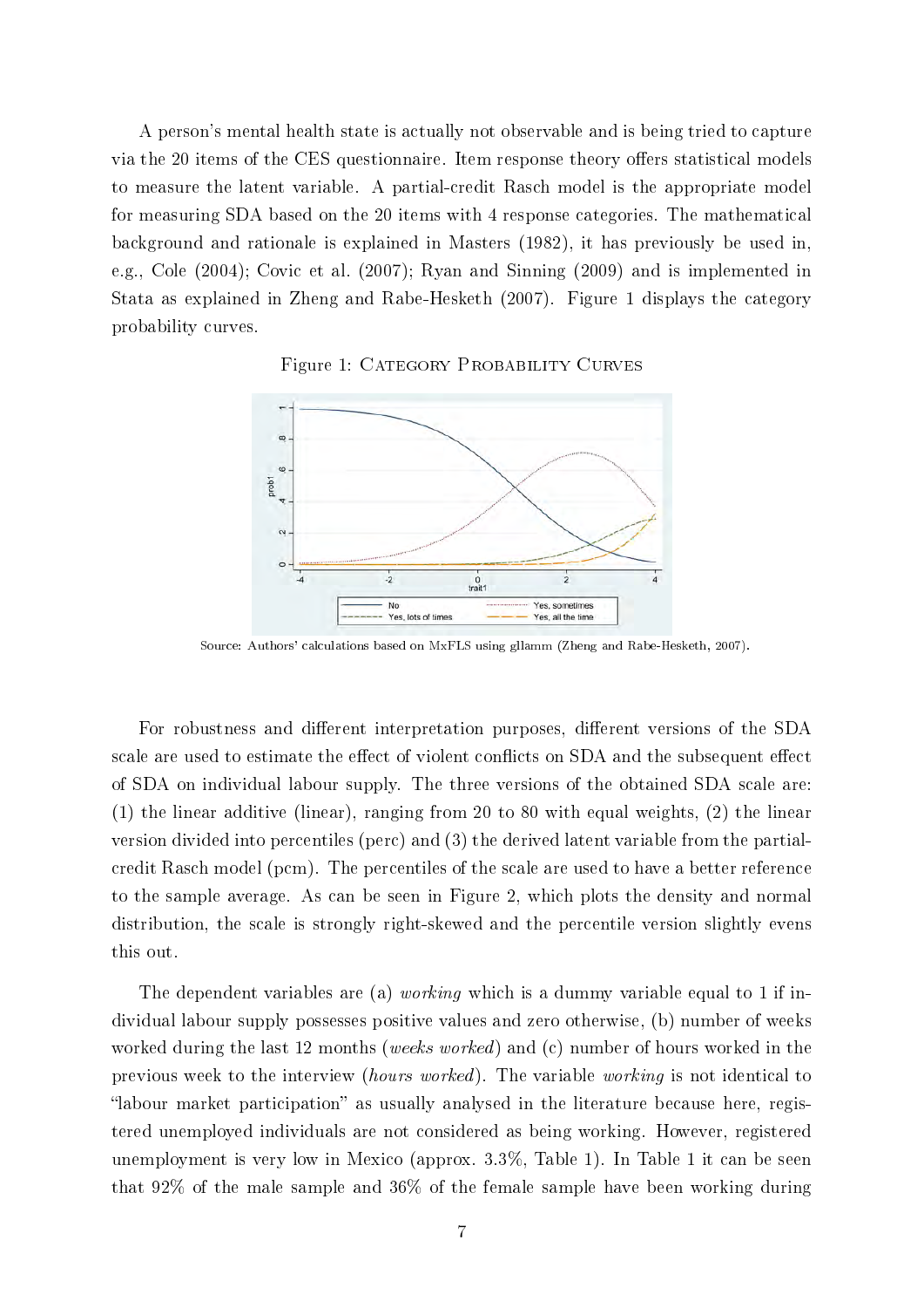A person's mental health state is actually not observable and is being tried to capture via the 20 items of the CES questionnaire. Item response theory offers statistical models to measure the latent variable. A partial-credit Rasch model is the appropriate model for measuring SDA based on the 20 items with 4 response categories. The mathematical background and rationale is explained in Masters (1982), it has previously be used in, e.g., Cole (2004); Covic et al. (2007); Ryan and Sinning (2009) and is implemented in Stata as explained in Zheng and Rabe-Hesketh (2007). Figure 1 displays the category probability curves.

Figure 1: Category Probability Curves

Source: Authors' calculations based on MxFLS using gllamm (Zheng and Rabe-Hesketh, 2007).

For robustness and different interpretation purposes, different versions of the SDA scale are used to estimate the effect of violent conflicts on SDA and the subsequent effect of SDA on individual labour supply. The three versions of the obtained SDA scale are: (1) the linear additive (linear), ranging from 20 to 80 with equal weights, (2) the linear version divided into percentiles (perc) and (3) the derived latent variable from the partial-credit Rasch model (pcm). The percentiles of the scale are used to have a better reference to the sample average. As can be seen in Figure 2, which plots the density and normal distribution, the scale is strongly right-skewed and the percentile version slightly evens this out.

The dependent variables are (a) *working* which is a dummy variable equal to 1 if individual labour supply possesses positive values and zero otherwise, (b) number of weeks worked during the last 12 months (*weeks worked*) and (c) number of hours worked in the previous week to the interview (*hours worked*). The variable *working* is not identical to "labour market participation" as usually analysed in the literature because here, registered unemployed individuals are not considered as being working. However, registered unemployment is very low in Mexico (approx. 3.3%, Table 1). In Table 1 it can be seen that 92% of the male sample and 36% of the female sample have been working during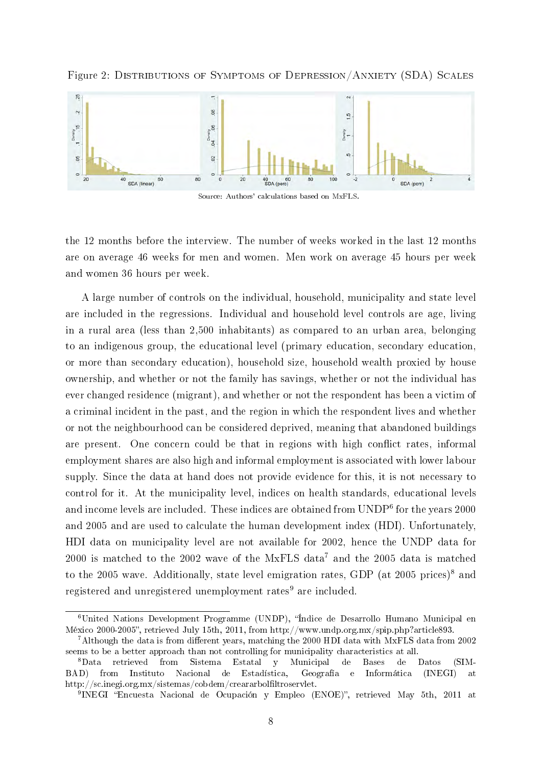Figure 2: Distributions of Symptoms of Depression/Anxiety (SDA) Scales

Source: Authors' calculations based on MxFLS.

the 12 months before the interview. The number of weeks worked in the last 12 months are on average 46 weeks for men and women. Men work on average 45 hours per week and women 36 hours per week.

A large number of controls on the individual, household, municipality and state level are included in the regressions. Individual and household level controls are age, living in a rural area (less than 2,500 inhabitants) as compared to an urban area, belonging to an indigenous group, the educational level (primary education, secondary education, or more than secondary education), household size, household wealth proxied by house ownership, and whether or not the family has savings, whether or not the individual has ever changed residence (migrant), and whether or not the respondent has been a victim of a criminal incident in the past, and the region in which the respondent lives and whether or not the neighbourhood can be considered deprived, meaning that abandoned buildings are present. One concern could be that in regions with high conflict rates, informal employment shares are also high and informal employment is associated with lower labour supply. Since the data at hand does not provide evidence for this, it is not necessary to control for it. At the municipality level, indices on health standards, educational levels and income levels are included. These indices are obtained from UNDP[6] for the years 2000 and 2005 and are used to calculate the human development index (HDI). Unfortunately, HDI data on municipality level are not available for 2002, hence the UNDP data for 2000 is matched to the 2002 wave of the MxFLS data[7] and the 2005 data is matched to the 2005 wave. Additionally, state level emigration rates, GDP (at 2005 prices)[8] and registered and unregistered unemployment rates[9] are included.

[6] United Nations Development Programme (UNDP), "Índice de Desarrollo Humano Municipal en México 2000-2005", retrieved July 15th, 2011, from http://www.undp.org.mx/spip.php?article893.

[7] Although the data is from different years, matching the 2000 HDI data with MxFLS data from 2002 seems to be a better approach than not controlling for municipality characteristics at all.

[8] Data retrieved from Sistema Estatal y Municipal de Bases de Datos (SIMBAD) from Instituto Nacional de Estadística, Geografía e Informática (INEGI) at http://sc.inegi.org.mx/sistemas/cobdem/creararbolfiltroservlet.

[9] INEGI "Encuesta Nacional de Ocupación y Empleo (ENOE)", retrieved May 5th, 2011 at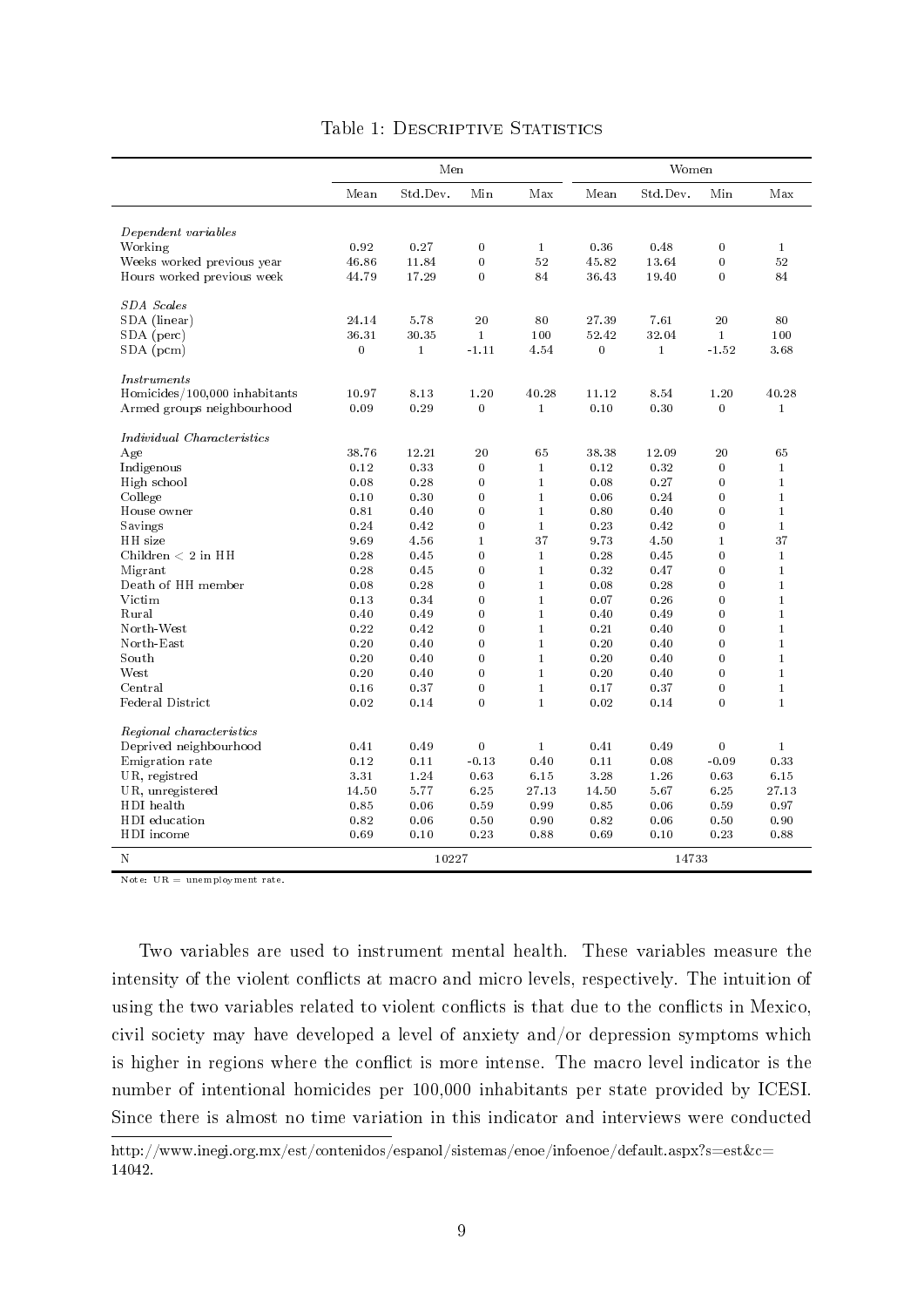Table 1: Descriptive Statistics

| | Men | | | | Women | | | |
|---|---|---|---|---|---|---|---|---|
| | Mean | Std.Dev. | Min | Max | Mean | Std.Dev. | Min | Max |
| *Dependent variables* | | | | | | | | |
| Working | 0.92 | 0.27 | 0 | 1 | 0.36 | 0.48 | 0 | 1 |
| Weeks worked previous year | 46.86 | 11.84 | 0 | 52 | 45.82 | 13.64 | 0 | 52 |
| Hours worked previous week | 44.79 | 17.29 | 0 | 84 | 36.43 | 19.40 | 0 | 84 |
| *SDA Scales* | | | | | | | | |
| SDA (linear) | 24.14 | 5.78 | 20 | 80 | 27.39 | 7.61 | 20 | 80 |
| SDA (perc) | 36.31 | 30.35 | 1 | 100 | 52.42 | 32.04 | 1 | 100 |
| SDA (pcm) | 0 | 1 | -1.11 | 4.54 | 0 | 1 | -1.52 | 3.68 |
| *Instruments* | | | | | | | | |
| Homicides/100,000 inhabitants | 10.97 | 8.13 | 1.20 | 40.28 | 11.12 | 8.54 | 1.20 | 40.28 |
| Armed groups neighbourhood | 0.09 | 0.29 | 0 | 1 | 0.10 | 0.30 | 0 | 1 |
| *Individual Characteristics* | | | | | | | | |
| Age | 38.76 | 12.21 | 20 | 65 | 38.38 | 12.09 | 20 | 65 |
| Indigenous | 0.12 | 0.33 | 0 | 1 | 0.12 | 0.32 | 0 | 1 |
| High school | 0.08 | 0.28 | 0 | 1 | 0.08 | 0.27 | 0 | 1 |
| College | 0.10 | 0.30 | 0 | 1 | 0.06 | 0.24 | 0 | 1 |
| House owner | 0.81 | 0.40 | 0 | 1 | 0.80 | 0.40 | 0 | 1 |
| Savings | 0.24 | 0.42 | 0 | 1 | 0.23 | 0.42 | 0 | 1 |
| HH size | 9.69 | 4.56 | 1 | 37 | 9.73 | 4.50 | 1 | 37 |
| Children < 2 in HH | 0.28 | 0.45 | 0 | 1 | 0.28 | 0.45 | 0 | 1 |
| Migrant | 0.28 | 0.45 | 0 | 1 | 0.32 | 0.47 | 0 | 1 |
| Death of HH member | 0.08 | 0.28 | 0 | 1 | 0.08 | 0.28 | 0 | 1 |
| Victim | 0.13 | 0.34 | 0 | 1 | 0.07 | 0.26 | 0 | 1 |
| Rural | 0.40 | 0.49 | 0 | 1 | 0.40 | 0.49 | 0 | 1 |
| North-West | 0.22 | 0.42 | 0 | 1 | 0.21 | 0.40 | 0 | 1 |
| North-East | 0.20 | 0.40 | 0 | 1 | 0.20 | 0.40 | 0 | 1 |
| South | 0.20 | 0.40 | 0 | 1 | 0.20 | 0.40 | 0 | 1 |
| West | 0.20 | 0.40 | 0 | 1 | 0.20 | 0.40 | 0 | 1 |
| Central | 0.16 | 0.37 | 0 | 1 | 0.17 | 0.37 | 0 | 1 |
| Federal District | 0.02 | 0.14 | 0 | 1 | 0.02 | 0.14 | 0 | 1 |
| *Regional characteristics* | | | | | | | | |
| Deprived neighbourhood | 0.41 | 0.49 | 0 | 1 | 0.41 | 0.49 | 0 | 1 |
| Emigration rate | 0.12 | 0.11 | -0.13 | 0.40 | 0.11 | 0.08 | -0.09 | 0.33 |
| UR, registred | 3.31 | 1.24 | 0.63 | 6.15 | 3.28 | 1.26 | 0.63 | 6.15 |
| UR, unregistered | 14.50 | 5.77 | 6.25 | 27.13 | 14.50 | 5.67 | 6.25 | 27.13 |
| HDI health | 0.85 | 0.06 | 0.59 | 0.99 | 0.85 | 0.06 | 0.59 | 0.97 |
| HDI education | 0.82 | 0.06 | 0.50 | 0.90 | 0.82 | 0.06 | 0.50 | 0.90 |
| HDI income | 0.69 | 0.10 | 0.23 | 0.88 | 0.69 | 0.10 | 0.23 | 0.88 |
| N | | 10227 | | | | 14733 | | |

Note: UR = unemployment rate.

Two variables are used to instrument mental health. These variables measure the intensity of the violent conflicts at macro and micro levels, respectively. The intuition of using the two variables related to violent conflicts is that due to the conflicts in Mexico, civil society may have developed a level of anxiety and/or depression symptoms which is higher in regions where the conflict is more intense. The macro level indicator is the number of intentional homicides per 100,000 inhabitants per state provided by ICESI. Since there is almost no time variation in this indicator and interviews were conducted

http://www.inegi.org.mx/est/contenidos/espanol/sistemas/enoe/infoenoe/default.aspx?s=est&c=14042.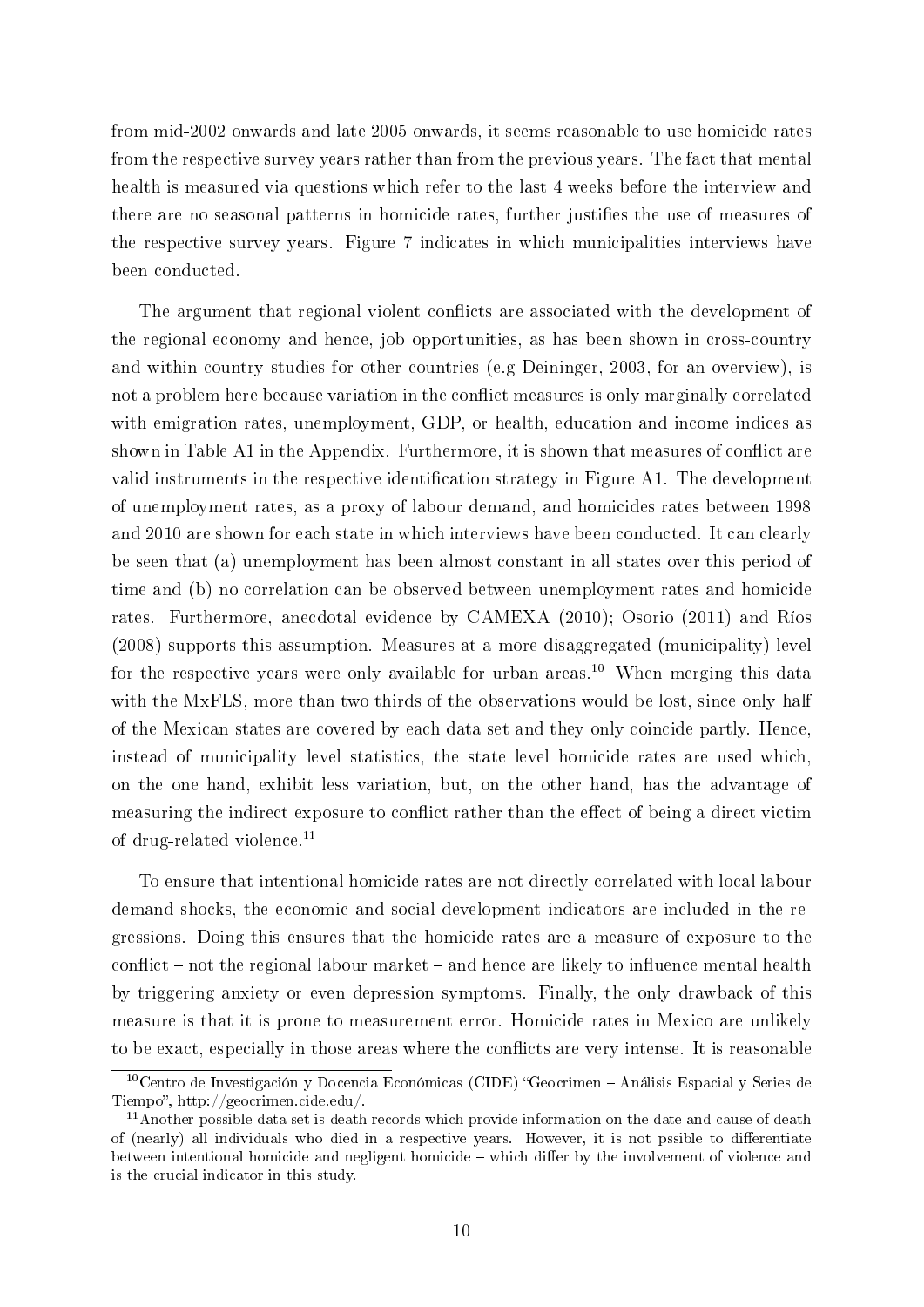from mid-2002 onwards and late 2005 onwards, it seems reasonable to use homicide rates from the respective survey years rather than from the previous years. The fact that mental health is measured via questions which refer to the last 4 weeks before the interview and there are no seasonal patterns in homicide rates, further justifies the use of measures of the respective survey years. Figure 7 indicates in which municipalities interviews have been conducted.

The argument that regional violent conflicts are associated with the development of the regional economy and hence, job opportunities, as has been shown in cross-country and within-country studies for other countries (e.g Deininger, 2003, for an overview), is not a problem here because variation in the conflict measures is only marginally correlated with emigration rates, unemployment, GDP, or health, education and income indices as shown in Table A1 in the Appendix. Furthermore, it is shown that measures of conflict are valid instruments in the respective identification strategy in Figure A1. The development of unemployment rates, as a proxy of labour demand, and homicides rates between 1998 and 2010 are shown for each state in which interviews have been conducted. It can clearly be seen that (a) unemployment has been almost constant in all states over this period of time and (b) no correlation can be observed between unemployment rates and homicide rates. Furthermore, anecdotal evidence by CAMEXA (2010); Osorio (2011) and Ríos (2008) supports this assumption. Measures at a more disaggregated (municipality) level for the respective years were only available for urban areas.[10] When merging this data with the MxFLS, more than two thirds of the observations would be lost, since only half of the Mexican states are covered by each data set and they only coincide partly. Hence, instead of municipality level statistics, the state level homicide rates are used which, on the one hand, exhibit less variation, but, on the other hand, has the advantage of measuring the indirect exposure to conflict rather than the effect of being a direct victim of drug-related violence.[11]

To ensure that intentional homicide rates are not directly correlated with local labour demand shocks, the economic and social development indicators are included in the regressions. Doing this ensures that the homicide rates are a measure of exposure to the conflict – not the regional labour market – and hence are likely to influence mental health by triggering anxiety or even depression symptoms. Finally, the only drawback of this measure is that it is prone to measurement error. Homicide rates in Mexico are unlikely to be exact, especially in those areas where the conflicts are very intense. It is reasonable

[10] Centro de Investigación y Docencia Económicas (CIDE) "Geocrimen – Análisis Espacial y Series de Tiempo", http://geocrimen.cide.edu/.

[11] Another possible data set is death records which provide information on the date and cause of death of (nearly) all individuals who died in a respective years. However, it is not pssible to differentiate between intentional homicide and negligent homicide – which differ by the involvement of violence and is the crucial indicator in this study.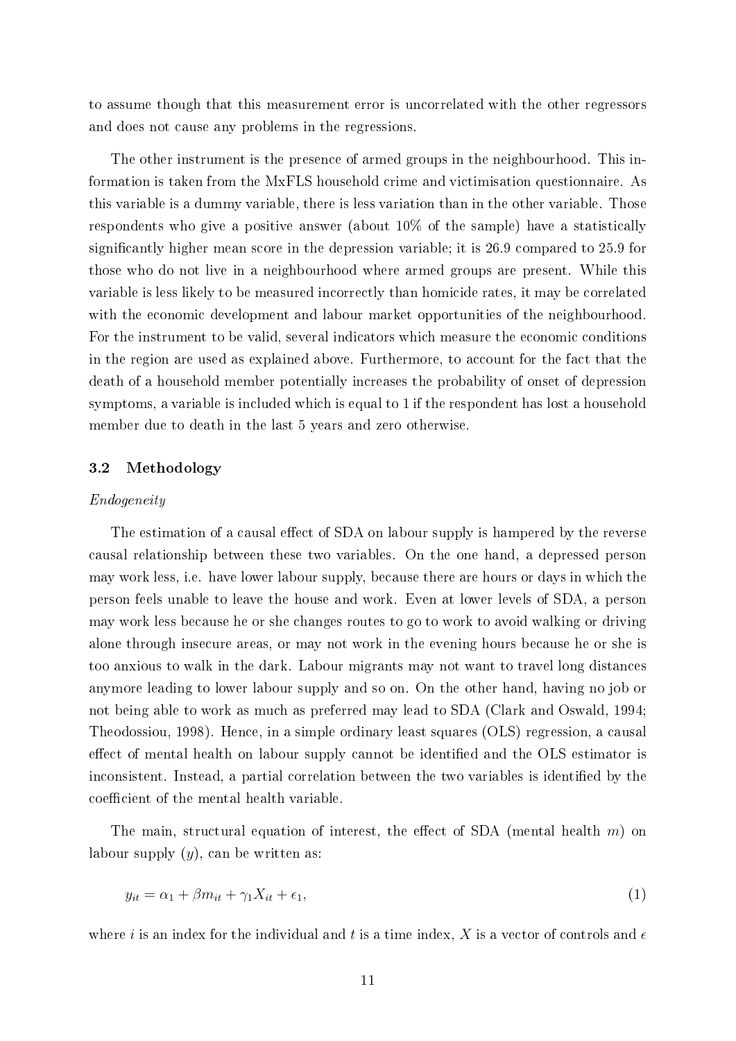to assume though that this measurement error is uncorrelated with the other regressors and does not cause any problems in the regressions.

The other instrument is the presence of armed groups in the neighbourhood. This information is taken from the MxFLS household crime and victimisation questionnaire. As this variable is a dummy variable, there is less variation than in the other variable. Those respondents who give a positive answer (about 10% of the sample) have a statistically significantly higher mean score in the depression variable; it is 26.9 compared to 25.9 for those who do not live in a neighbourhood where armed groups are present. While this variable is less likely to be measured incorrectly than homicide rates, it may be correlated with the economic development and labour market opportunities of the neighbourhood. For the instrument to be valid, several indicators which measure the economic conditions in the region are used as explained above. Furthermore, to account for the fact that the death of a household member potentially increases the probability of onset of depression symptoms, a variable is included which is equal to 1 if the respondent has lost a household member due to death in the last 5 years and zero otherwise.

### 3.2 Methodology

*Endogeneity*

The estimation of a causal effect of SDA on labour supply is hampered by the reverse causal relationship between these two variables. On the one hand, a depressed person may work less, i.e. have lower labour supply, because there are hours or days in which the person feels unable to leave the house and work. Even at lower levels of SDA, a person may work less because he or she changes routes to go to work to avoid walking or driving alone through insecure areas, or may not work in the evening hours because he or she is too anxious to walk in the dark. Labour migrants may not want to travel long distances anymore leading to lower labour supply and so on. On the other hand, having no job or not being able to work as much as preferred may lead to SDA (Clark and Oswald, 1994; Theodossiou, 1998). Hence, in a simple ordinary least squares (OLS) regression, a causal effect of mental health on labour supply cannot be identified and the OLS estimator is inconsistent. Instead, a partial correlation between the two variables is identified by the coefficient of the mental health variable.

The main, structural equation of interest, the effect of SDA (mental health $m$) on labour supply ($y$), can be written as:

$$y_{it} = \alpha_1 + \beta m_{it} + \gamma_1 X_{it} + \epsilon_1, \tag{1}$$

where $i$ is an index for the individual and $t$ is a time index, $X$ is a vector of controls and $\epsilon$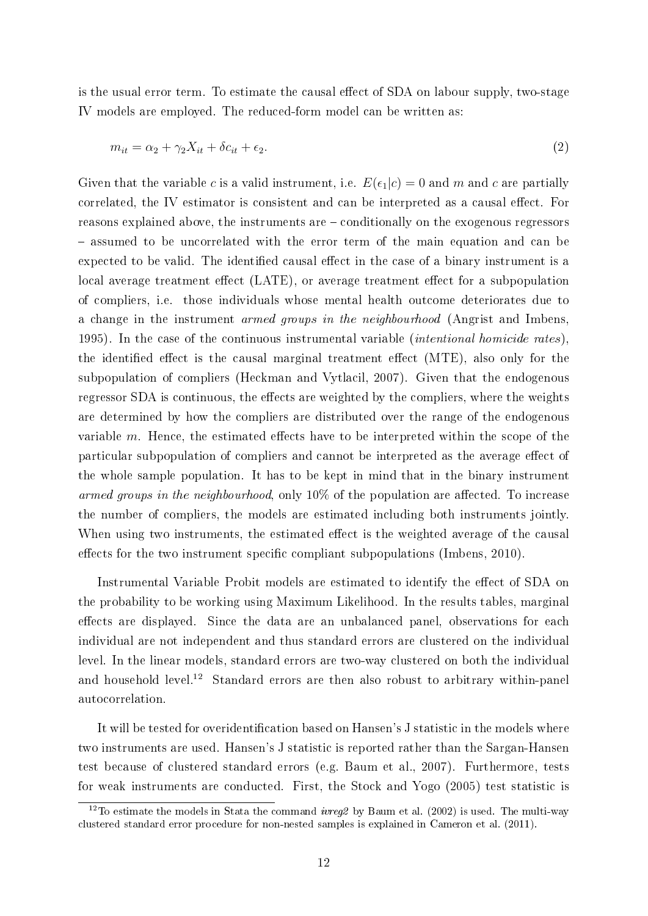is the usual error term. To estimate the causal effect of SDA on labour supply, two-stage IV models are employed. The reduced-form model can be written as:

$$m_{it} = \alpha_2 + \gamma_2 X_{it} + \delta c_{it} + \epsilon_2. \tag{2}$$

Given that the variable $c$ is a valid instrument, i.e. $E(\epsilon_1|c) = 0$ and $m$ and $c$ are partially correlated, the IV estimator is consistent and can be interpreted as a causal effect. For reasons explained above, the instruments are – conditionally on the exogenous regressors – assumed to be uncorrelated with the error term of the main equation and can be expected to be valid. The identified causal effect in the case of a binary instrument is a local average treatment effect (LATE), or average treatment effect for a subpopulation of compliers, i.e. those individuals whose mental health outcome deteriorates due to a change in the instrument *armed groups in the neighbourhood* (Angrist and Imbens, 1995). In the case of the continuous instrumental variable (*intentional homicide rates*), the identified effect is the causal marginal treatment effect (MTE), also only for the subpopulation of compliers (Heckman and Vytlacil, 2007). Given that the endogenous regressor SDA is continuous, the effects are weighted by the compliers, where the weights are determined by how the compliers are distributed over the range of the endogenous variable $m$. Hence, the estimated effects have to be interpreted within the scope of the particular subpopulation of compliers and cannot be interpreted as the average effect of the whole sample population. It has to be kept in mind that in the binary instrument *armed groups in the neighbourhood*, only 10% of the population are affected. To increase the number of compliers, the models are estimated including both instruments jointly. When using two instruments, the estimated effect is the weighted average of the causal effects for the two instrument specific compliant subpopulations (Imbens, 2010).

Instrumental Variable Probit models are estimated to identify the effect of SDA on the probability to be working using Maximum Likelihood. In the results tables, marginal effects are displayed. Since the data are an unbalanced panel, observations for each individual are not independent and thus standard errors are clustered on the individual level. In the linear models, standard errors are two-way clustered on both the individual and household level.[12] Standard errors are then also robust to arbitrary within-panel autocorrelation.

It will be tested for overidentification based on Hansen's J statistic in the models where two instruments are used. Hansen's J statistic is reported rather than the Sargan-Hansen test because of clustered standard errors (e.g. Baum et al., 2007). Furthermore, tests for weak instruments are conducted. First, the Stock and Yogo (2005) test statistic is

[12] To estimate the models in Stata the command *ivreg2* by Baum et al. (2002) is used. The multi-way clustered standard error procedure for non-nested samples is explained in Cameron et al. (2011).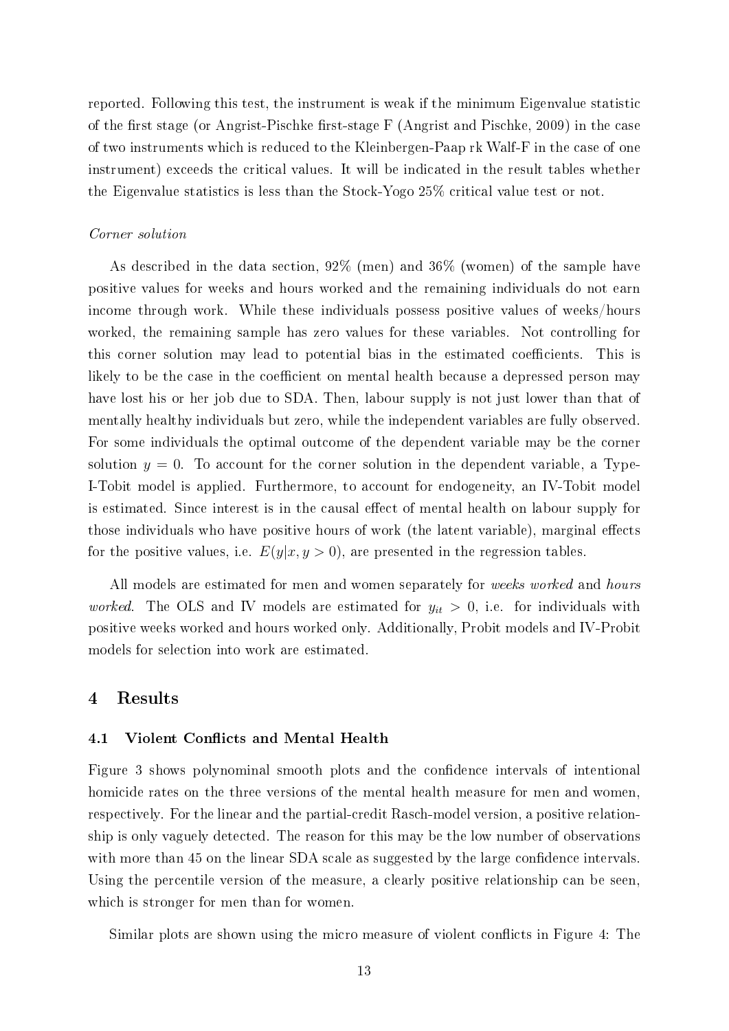reported. Following this test, the instrument is weak if the minimum Eigenvalue statistic of the first stage (or Angrist-Pischke first-stage F (Angrist and Pischke, 2009) in the case of two instruments which is reduced to the Kleinbergen-Paap rk Walf-F in the case of one instrument) exceeds the critical values. It will be indicated in the result tables whether the Eigenvalue statistics is less than the Stock-Yogo 25% critical value test or not.

*Corner solution*

As described in the data section, 92% (men) and 36% (women) of the sample have positive values for weeks and hours worked and the remaining individuals do not earn income through work. While these individuals possess positive values of weeks/hours worked, the remaining sample has zero values for these variables. Not controlling for this corner solution may lead to potential bias in the estimated coefficients. This is likely to be the case in the coefficient on mental health because a depressed person may have lost his or her job due to SDA. Then, labour supply is not just lower than that of mentally healthy individuals but zero, while the independent variables are fully observed. For some individuals the optimal outcome of the dependent variable may be the corner solution $y = 0$. To account for the corner solution in the dependent variable, a Type-I-Tobit model is applied. Furthermore, to account for endogeneity, an IV-Tobit model is estimated. Since interest is in the causal effect of mental health on labour supply for those individuals who have positive hours of work (the latent variable), marginal effects for the positive values, i.e. $E(y|x, y > 0)$, are presented in the regression tables.

All models are estimated for men and women separately for *weeks worked* and *hours worked*. The OLS and IV models are estimated for $y_{it} > 0$, i.e. for individuals with positive weeks worked and hours worked only. Additionally, Probit models and IV-Probit models for selection into work are estimated.

## 4 Results

### 4.1 Violent Conflicts and Mental Health

Figure 3 shows polynominal smooth plots and the confidence intervals of intentional homicide rates on the three versions of the mental health measure for men and women, respectively. For the linear and the partial-credit Rasch-model version, a positive relationship is only vaguely detected. The reason for this may be the low number of observations with more than 45 on the linear SDA scale as suggested by the large confidence intervals. Using the percentile version of the measure, a clearly positive relationship can be seen, which is stronger for men than for women.

Similar plots are shown using the micro measure of violent conflicts in Figure 4: The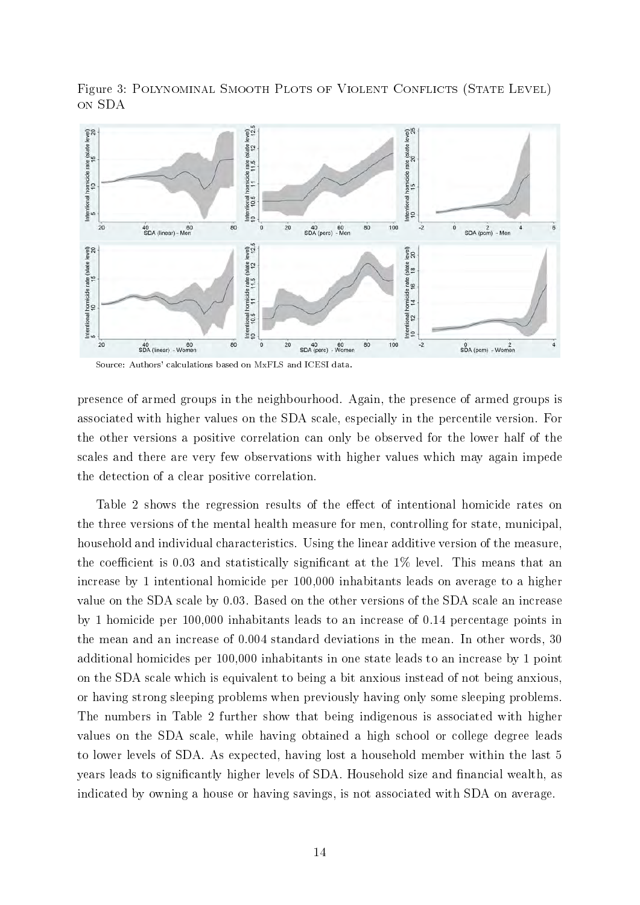Figure 3: Polynominal Smooth Plots of Violent Conflicts (State Level) on SDA

Source: Authors' calculations based on MxFLS and ICESI data.

presence of armed groups in the neighbourhood. Again, the presence of armed groups is associated with higher values on the SDA scale, especially in the percentile version. For the other versions a positive correlation can only be observed for the lower half of the scales and there are very few observations with higher values which may again impede the detection of a clear positive correlation.

Table 2 shows the regression results of the effect of intentional homicide rates on the three versions of the mental health measure for men, controlling for state, municipal, household and individual characteristics. Using the linear additive version of the measure, the coefficient is 0.03 and statistically significant at the 1% level. This means that an increase by 1 intentional homicide per 100,000 inhabitants leads on average to a higher value on the SDA scale by 0.03. Based on the other versions of the SDA scale an increase by 1 homicide per 100,000 inhabitants leads to an increase of 0.14 percentage points in the mean and an increase of 0.004 standard deviations in the mean. In other words, 30 additional homicides per 100,000 inhabitants in one state leads to an increase by 1 point on the SDA scale which is equivalent to being a bit anxious instead of not being anxious, or having strong sleeping problems when previously having only some sleeping problems. The numbers in Table 2 further show that being indigenous is associated with higher values on the SDA scale, while having obtained a high school or college degree leads to lower levels of SDA. As expected, having lost a household member within the last 5 years leads to significantly higher levels of SDA. Household size and financial wealth, as indicated by owning a house or having savings, is not associated with SDA on average.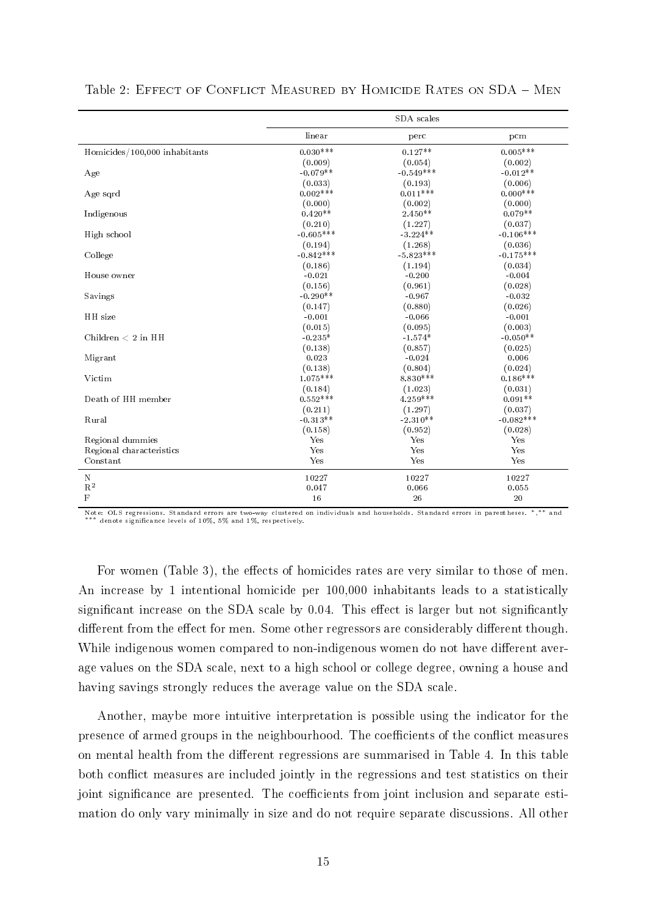Table 2: EFFECT OF CONFLICT MEASURED BY HOMICIDE RATES ON SDA – MEN

| | SDA scales | | |
|---|---|---|---|
| | linear | perc | pcm |
| Homicides/100,000 inhabitants | 0.030*** | 0.127** | 0.005*** |
| | (0.009) | (0.054) | (0.002) |
| Age | -0.079** | -0.549*** | -0.012** |
| | (0.033) | (0.193) | (0.006) |
| Age sqrd | 0.002*** | 0.011*** | 0.000*** |
| | (0.000) | (0.002) | (0.000) |
| Indigenous | 0.420** | 2.450** | 0.079** |
| | (0.210) | (1.227) | (0.037) |
| High school | -0.605*** | -3.224** | -0.106*** |
| | (0.194) | (1.268) | (0.036) |
| College | -0.842*** | -5.823*** | -0.175*** |
| | (0.186) | (1.194) | (0.034) |
| House owner | -0.021 | -0.200 | -0.004 |
| | (0.156) | (0.961) | (0.028) |
| Savings | -0.290** | -0.967 | -0.032 |
| | (0.147) | (0.880) | (0.026) |
| HH size | -0.001 | -0.066 | -0.001 |
| | (0.015) | (0.095) | (0.003) |
| Children < 2 in HH | -0.235* | -1.574* | -0.050** |
| | (0.138) | (0.857) | (0.025) |
| Migrant | 0.023 | -0.024 | 0.006 |
| | (0.138) | (0.804) | (0.024) |
| Victim | 1.075*** | 8.830*** | 0.186*** |
| | (0.184) | (1.023) | (0.031) |
| Death of HH member | 0.552*** | 4.259*** | 0.091** |
| | (0.211) | (1.297) | (0.037) |
| Rural | -0.313** | -2.310** | -0.082*** |
| | (0.158) | (0.952) | (0.028) |
| Regional dummies | Yes | Yes | Yes |
| Regional characteristics | Yes | Yes | Yes |
| Constant | Yes | Yes | Yes |
| N | 10227 | 10227 | 10227 |
| $R^2$ | 0.047 | 0.066 | 0.055 |
| F | 16 | 26 | 20 |

Note: OLS regressions. Standard errors are two-way clustered on individuals and households. Standard errors in parentheses. *,** and *** denote significance levels of 10%, 5% and 1%, respectively.

For women (Table 3), the effects of homicides rates are very similar to those of men. An increase by 1 intentional homicide per 100,000 inhabitants leads to a statistically significant increase on the SDA scale by 0.04. This effect is larger but not significantly different from the effect for men. Some other regressors are considerably different though. While indigenous women compared to non-indigenous women do not have different average values on the SDA scale, next to a high school or college degree, owning a house and having savings strongly reduces the average value on the SDA scale.

Another, maybe more intuitive interpretation is possible using the indicator for the presence of armed groups in the neighbourhood. The coefficients of the conflict measures on mental health from the different regressions are summarised in Table 4. In this table both conflict measures are included jointly in the regressions and test statistics on their joint significance are presented. The coefficients from joint inclusion and separate estimation do only vary minimally in size and do not require separate discussions. All other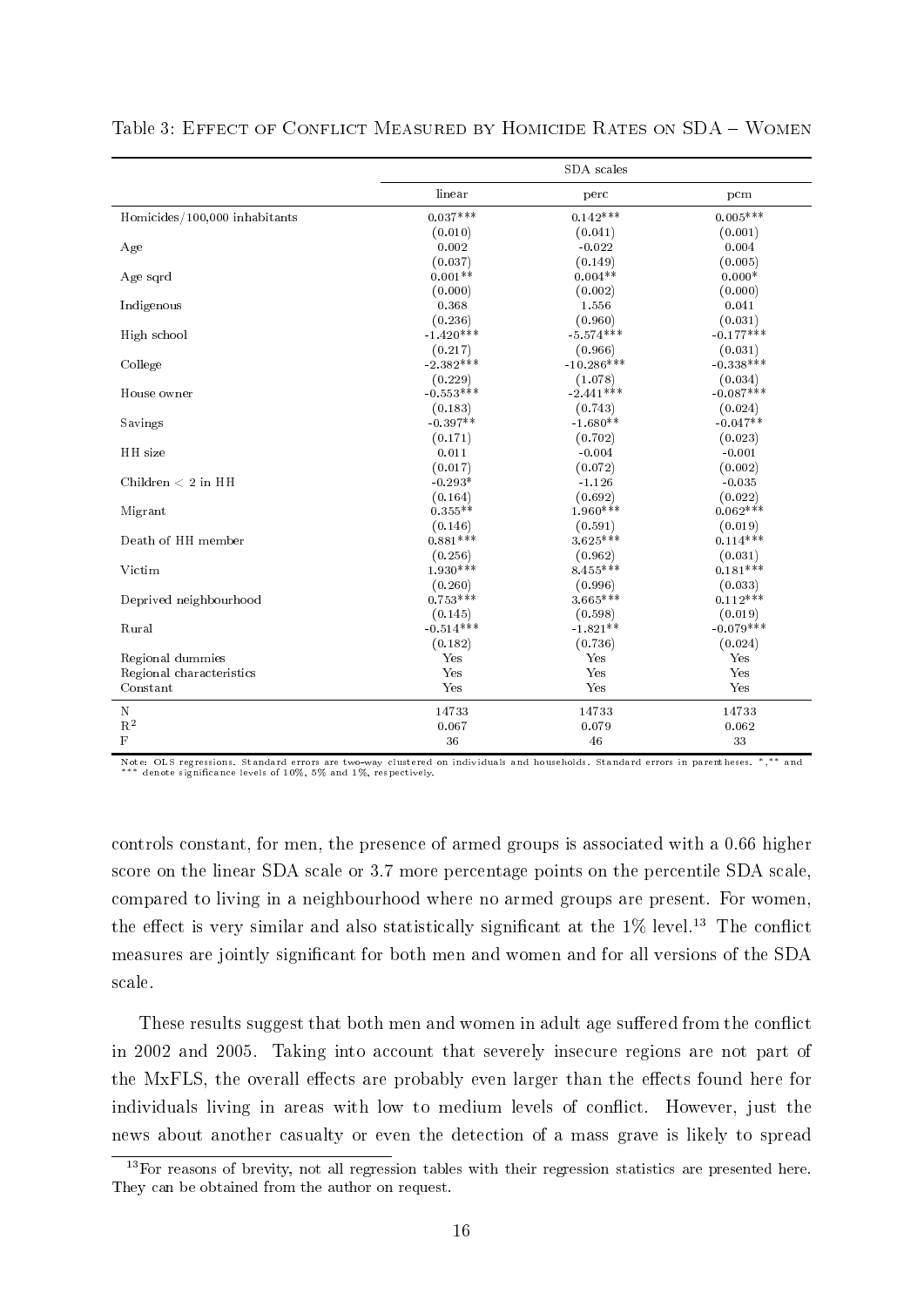Table 3: Effect of Conflict Measured by Homicide Rates on SDA – Women

| | SDA scales | | |
|---|---|---|---|
| | linear | perc | pcm |
| Homicides/100,000 inhabitants | 0.037*** | 0.142*** | 0.005*** |
| | (0.010) | (0.041) | (0.001) |
| Age | 0.002 | -0.022 | 0.004 |
| | (0.037) | (0.149) | (0.005) |
| Age sqrd | 0.001** | 0.004** | 0.000* |
| | (0.000) | (0.002) | (0.000) |
| Indigenous | 0.368 | 1.556 | 0.041 |
| | (0.236) | (0.960) | (0.031) |
| High school | -1.420*** | -5.574*** | -0.177*** |
| | (0.217) | (0.966) | (0.031) |
| College | -2.382*** | -10.286*** | -0.338*** |
| | (0.229) | (1.078) | (0.034) |
| House owner | -0.553*** | -2.441*** | -0.087*** |
| | (0.183) | (0.743) | (0.024) |
| Savings | -0.397** | -1.680** | -0.047** |
| | (0.171) | (0.702) | (0.023) |
| HH size | 0.011 | -0.004 | -0.001 |
| | (0.017) | (0.072) | (0.002) |
| Children < 2 in HH | -0.293* | -1.126 | -0.035 |
| | (0.164) | (0.692) | (0.022) |
| Migrant | 0.355** | 1.960*** | 0.062*** |
| | (0.146) | (0.591) | (0.019) |
| Death of HH member | 0.881*** | 3.625*** | 0.114*** |
| | (0.256) | (0.962) | (0.031) |
| Victim | 1.930*** | 8.455*** | 0.181*** |
| | (0.260) | (0.996) | (0.033) |
| Deprived neighbourhood | 0.753*** | 3.665*** | 0.112*** |
| | (0.145) | (0.598) | (0.019) |
| Rural | -0.514*** | -1.821** | -0.079*** |
| | (0.182) | (0.736) | (0.024) |
| Regional dummies | Yes | Yes | Yes |
| Regional characteristics | Yes | Yes | Yes |
| Constant | Yes | Yes | Yes |
| N | 14733 | 14733 | 14733 |
| $R^2$ | 0.067 | 0.079 | 0.062 |
| F | 36 | 46 | 33 |

Note: OLS regressions. Standard errors are two-way clustered on individuals and households. Standard errors in parentheses. *,** and *** denote significance levels of 10%, 5% and 1%, respectively.

controls constant, for men, the presence of armed groups is associated with a 0.66 higher score on the linear SDA scale or 3.7 more percentage points on the percentile SDA scale, compared to living in a neighbourhood where no armed groups are present. For women, the effect is very similar and also statistically significant at the 1% level.[13] The conflict measures are jointly significant for both men and women and for all versions of the SDA scale.

These results suggest that both men and women in adult age suffered from the conflict in 2002 and 2005. Taking into account that severely insecure regions are not part of the MxFLS, the overall effects are probably even larger than the effects found here for individuals living in areas with low to medium levels of conflict. However, just the news about another casualty or even the detection of a mass grave is likely to spread

[13] For reasons of brevity, not all regression tables with their regression statistics are presented here. They can be obtained from the author on request.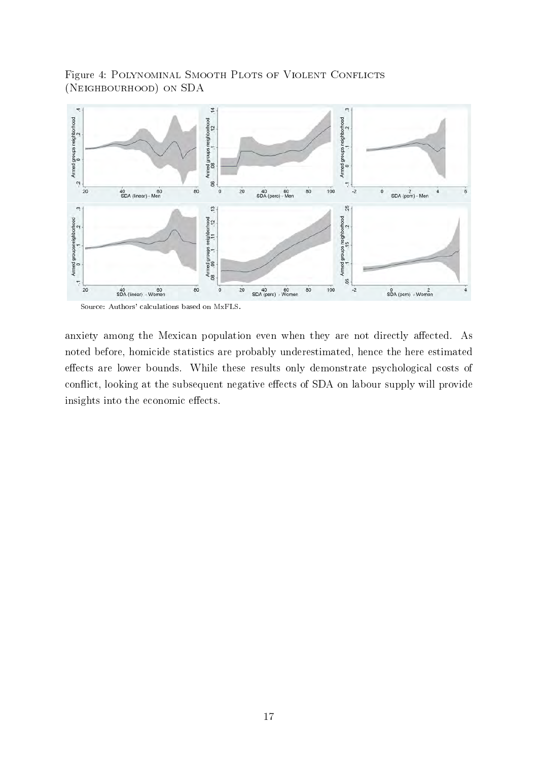Figure 4: Polynominal Smooth Plots of Violent Conflicts (Neighbourhood) on SDA

Source: Authors' calculations based on MxFLS.

anxiety among the Mexican population even when they are not directly affected. As noted before, homicide statistics are probably underestimated, hence the here estimated effects are lower bounds. While these results only demonstrate psychological costs of conflict, looking at the subsequent negative effects of SDA on labour supply will provide insights into the economic effects.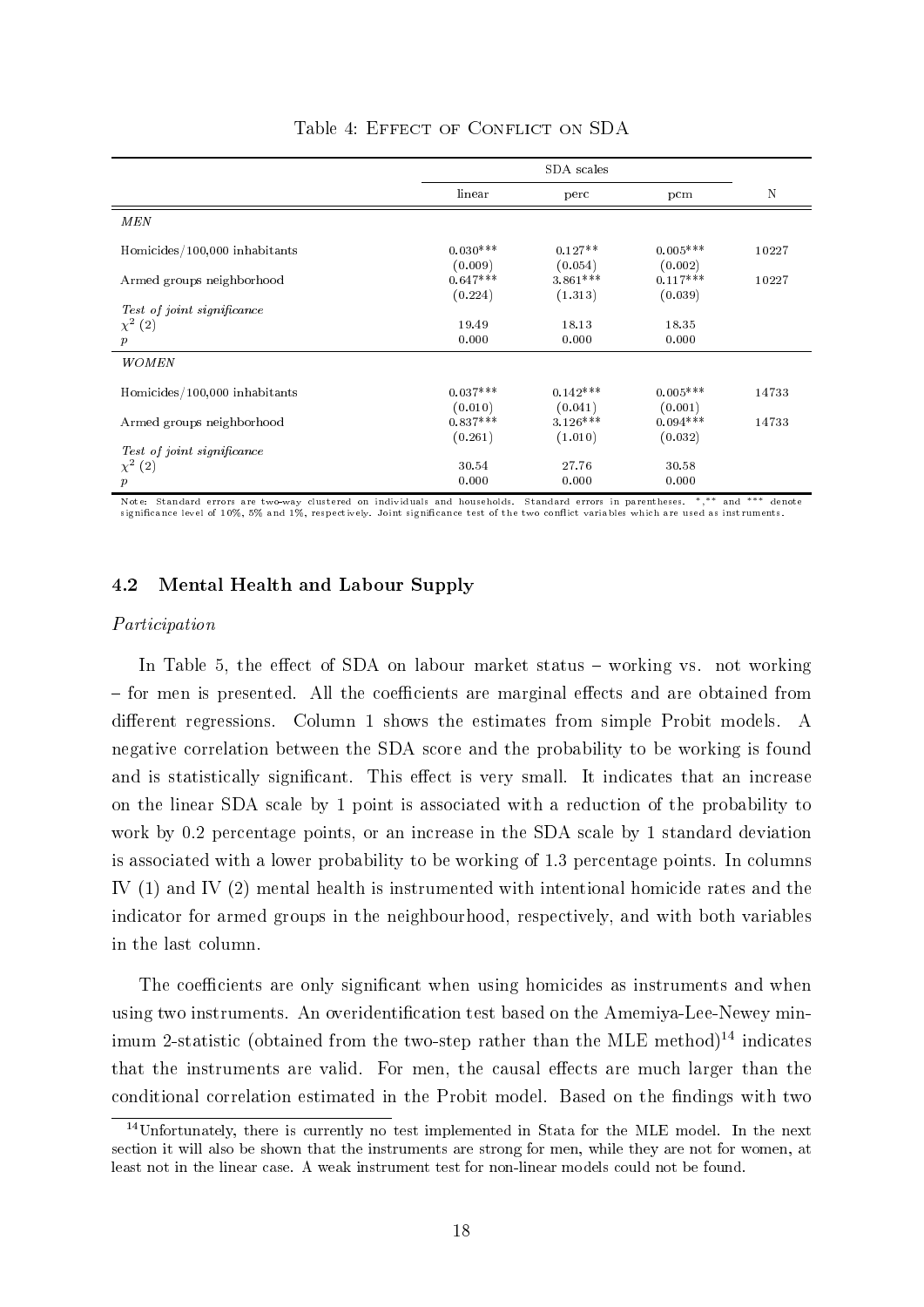Table 4: Effect of Conflict on SDA

| | SDA scales | | | |
|---|---|---|---|---|
| | linear | perc | pcm | N |
| *MEN* | | | | |
| Homicides/100,000 inhabitants | 0.030*** | 0.127** | 0.005*** | 10227 |
| | (0.009) | (0.054) | (0.002) | |
| Armed groups neighborhood | 0.647*** | 3.861*** | 0.117*** | 10227 |
| | (0.224) | (1.313) | (0.039) | |
| *Test of joint significance* | | | | |
| $\chi^2$ (2) | 19.49 | 18.13 | 18.35 | |
| $p$ | 0.000 | 0.000 | 0.000 | |
| *WOMEN* | | | | |
| Homicides/100,000 inhabitants | 0.037*** | 0.142*** | 0.005*** | 14733 |
| | (0.010) | (0.041) | (0.001) | |
| Armed groups neighborhood | 0.837*** | 3.126*** | 0.094*** | 14733 |
| | (0.261) | (1.010) | (0.032) | |
| *Test of joint significance* | | | | |
| $\chi^2$ (2) | 30.54 | 27.76 | 30.58 | |
| $p$ | 0.000 | 0.000 | 0.000 | |

Note: Standard errors are two-way clustered on individuals and households. Standard errors in parentheses. *,** and *** denote significance level of 10%, 5% and 1%, respectively. Joint significance test of the two conflict variables which are used as instruments.

### 4.2 Mental Health and Labour Supply

*Participation*

In Table 5, the effect of SDA on labour market status – working vs. not working – for men is presented. All the coefficients are marginal effects and are obtained from different regressions. Column 1 shows the estimates from simple Probit models. A negative correlation between the SDA score and the probability to be working is found and is statistically significant. This effect is very small. It indicates that an increase on the linear SDA scale by 1 point is associated with a reduction of the probability to work by 0.2 percentage points, or an increase in the SDA scale by 1 standard deviation is associated with a lower probability to be working of 1.3 percentage points. In columns IV (1) and IV (2) mental health is instrumented with intentional homicide rates and the indicator for armed groups in the neighbourhood, respectively, and with both variables in the last column.

The coefficients are only significant when using homicides as instruments and when using two instruments. An overidentification test based on the Amemiya-Lee-Newey minimum 2-statistic (obtained from the two-step rather than the MLE method)[14] indicates that the instruments are valid. For men, the causal effects are much larger than the conditional correlation estimated in the Probit model. Based on the findings with two

[14]Unfortunately, there is currently no test implemented in Stata for the MLE model. In the next section it will also be shown that the instruments are strong for men, while they are not for women, at least not in the linear case. A weak instrument test for non-linear models could not be found.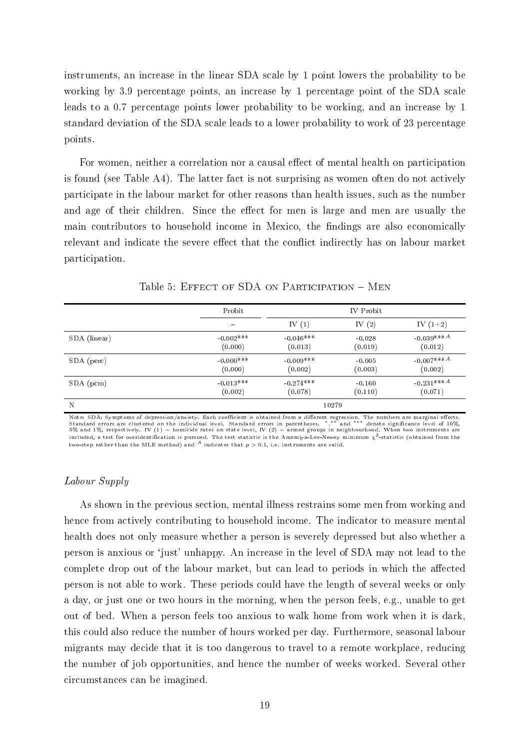instruments, an increase in the linear SDA scale by 1 point lowers the probability to be working by 3.9 percentage points, an increase by 1 percentage point of the SDA scale leads to a 0.7 percentage points lower probability to be working, and an increase by 1 standard deviation of the SDA scale leads to a lower probability to work of 23 percentage points.

For women, neither a correlation nor a causal effect of mental health on participation is found (see Table A4). The latter fact is not surprising as women often do not actively participate in the labour market for other reasons than health issues, such as the number and age of their children. Since the effect for men is large and men are usually the main contributors to household income in Mexico, the findings are also economically relevant and indicate the severe effect that the conflict indirectly has on labour market participation.

Table 5: Effect of SDA on Participation – Men

| | Probit | IV Probit | | |
|---|---|---|---|---|
| | – | IV (1) | IV (2) | IV (1+2) |
| SDA (linear) | -0.002*** | -0.046*** | -0.028 | -0.039***$^{A}$ |
| | (0.000) | (0.013) | (0.019) | (0.012) |
| SDA (perc) | -0.000*** | -0.009*** | -0.005 | -0.007***$^{A}$ |
| | (0.000) | (0.002) | (0.003) | (0.002) |
| SDA (pcm) | -0.013*** | -0.274*** | -0.160 | -0.231***$^{A}$ |
| | (0.002) | (0.078) | (0.110) | (0.071) |
| N | 10279 | | | |

Note: SDA: Symptoms of depression/anxiety. Each coefficient is obtained from a different regression. The numbers are marginal effects. Standard errors are clustered on the individual level. Standard errors in parentheses. *,** and *** denote significance level of 10%, 5% and 1%, respectively. IV (1) = homicide rates on state level, IV (2) = armed groups in neighbourhood. When two instruments are included, a test for overidentification is pursued. The test statistic is the Amemiya-Lee-Newey minimum $\chi^2$-statistic (obtained from the two-step rather than the MLE method) and $^{A}$ indicates that $p > 0.1$, i.e. instruments are valid.

*Labour Supply*

As shown in the previous section, mental illness restrains some men from working and hence from actively contributing to household income. The indicator to measure mental health does not only measure whether a person is severely depressed but also whether a person is anxious or 'just' unhappy. An increase in the level of SDA may not lead to the complete drop out of the labour market, but can lead to periods in which the affected person is not able to work. These periods could have the length of several weeks or only a day, or just one or two hours in the morning, when the person feels, e.g., unable to get out of bed. When a person feels too anxious to walk home from work when it is dark, this could also reduce the number of hours worked per day. Furthermore, seasonal labour migrants may decide that it is too dangerous to travel to a remote workplace, reducing the number of job opportunities, and hence the number of weeks worked. Several other circumstances can be imagined.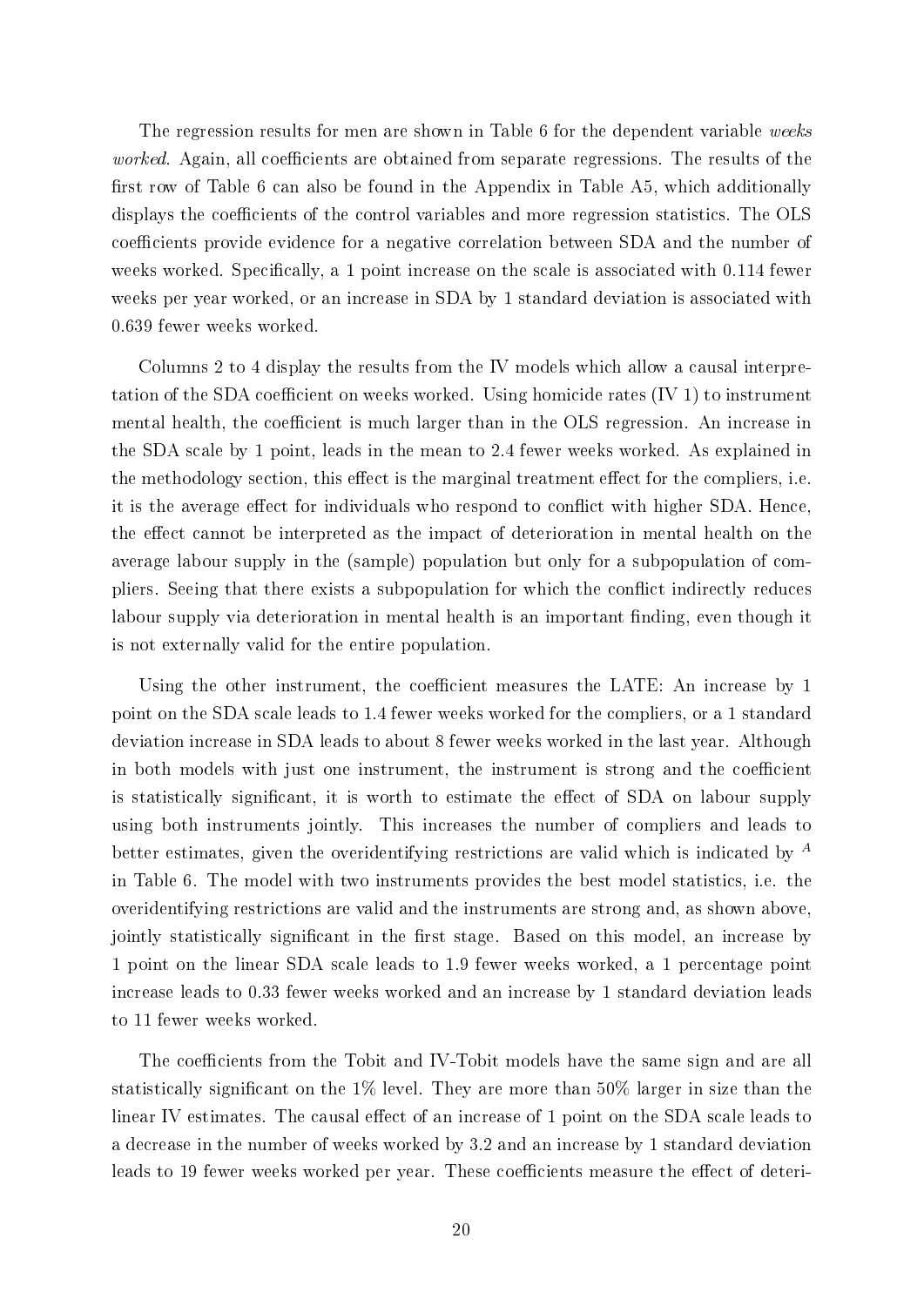The regression results for men are shown in Table 6 for the dependent variable *weeks worked*. Again, all coefficients are obtained from separate regressions. The results of the first row of Table 6 can also be found in the Appendix in Table A5, which additionally displays the coefficients of the control variables and more regression statistics. The OLS coefficients provide evidence for a negative correlation between SDA and the number of weeks worked. Specifically, a 1 point increase on the scale is associated with 0.114 fewer weeks per year worked, or an increase in SDA by 1 standard deviation is associated with 0.639 fewer weeks worked.

Columns 2 to 4 display the results from the IV models which allow a causal interpretation of the SDA coefficient on weeks worked. Using homicide rates (IV 1) to instrument mental health, the coefficient is much larger than in the OLS regression. An increase in the SDA scale by 1 point, leads in the mean to 2.4 fewer weeks worked. As explained in the methodology section, this effect is the marginal treatment effect for the compliers, i.e. it is the average effect for individuals who respond to conflict with higher SDA. Hence, the effect cannot be interpreted as the impact of deterioration in mental health on the average labour supply in the (sample) population but only for a subpopulation of compliers. Seeing that there exists a subpopulation for which the conflict indirectly reduces labour supply via deterioration in mental health is an important finding, even though it is not externally valid for the entire population.

Using the other instrument, the coefficient measures the LATE: An increase by 1 point on the SDA scale leads to 1.4 fewer weeks worked for the compliers, or a 1 standard deviation increase in SDA leads to about 8 fewer weeks worked in the last year. Although in both models with just one instrument, the instrument is strong and the coefficient is statistically significant, it is worth to estimate the effect of SDA on labour supply using both instruments jointly. This increases the number of compliers and leads to better estimates, given the overidentifying restrictions are valid which is indicated by $^{A}$ in Table 6. The model with two instruments provides the best model statistics, i.e. the overidentifying restrictions are valid and the instruments are strong and, as shown above, jointly statistically significant in the first stage. Based on this model, an increase by 1 point on the linear SDA scale leads to 1.9 fewer weeks worked, a 1 percentage point increase leads to 0.33 fewer weeks worked and an increase by 1 standard deviation leads to 11 fewer weeks worked.

The coefficients from the Tobit and IV-Tobit models have the same sign and are all statistically significant on the 1% level. They are more than 50% larger in size than the linear IV estimates. The causal effect of an increase of 1 point on the SDA scale leads to a decrease in the number of weeks worked by 3.2 and an increase by 1 standard deviation leads to 19 fewer weeks worked per year. These coefficients measure the effect of deteri-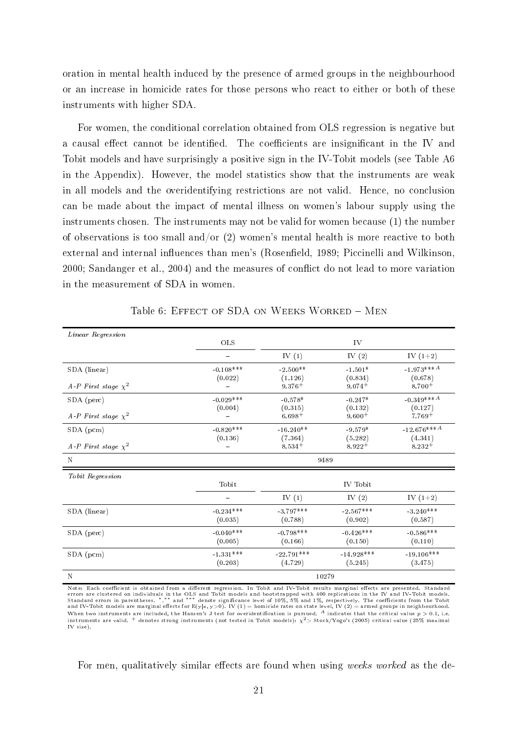oration in mental health induced by the presence of armed groups in the neighbourhood or an increase in homicide rates for those persons who react to either or both of these instruments with higher SDA.

For women, the conditional correlation obtained from OLS regression is negative but a causal effect cannot be identified. The coefficients are insignificant in the IV and Tobit models and have surprisingly a positive sign in the IV-Tobit models (see Table A6 in the Appendix). However, the model statistics show that the instruments are weak in all models and the overidentifying restrictions are not valid. Hence, no conclusion can be made about the impact of mental illness on women's labour supply using the instruments chosen. The instruments may not be valid for women because (1) the number of observations is too small and/or (2) women's mental health is more reactive to both external and internal influences than men's (Rosenfield, 1989; Piccinelli and Wilkinson, 2000; Sandanger et al., 2004) and the measures of conflict do not lead to more variation in the measurement of SDA in women.

Table 6: Effect of SDA on Weeks Worked – Men

| *Linear Regression* | OLS | IV | | |
|---|---|---|---|---|
| | – | IV (1) | IV (2) | IV (1+2) |
| SDA (linear) | -0.108*** | -2.500** | -1.501* | -1.973***$^{A}$ |
| | (0.022) | (1.126) | (0.834) | (0.678) |
| *A-P First stage $\chi^2$* | – | 9.376$^{+}$ | 9.074$^{+}$ | 8.700$^{+}$ |
| SDA (perc) | -0.029*** | -0.578* | -0.247* | -0.349***$^{A}$ |
| | (0.004) | (0.315) | (0.132) | (0.127) |
| *A-P First stage $\chi^2$* | – | 6.698$^{+}$ | 9.600$^{+}$ | 7.769$^{+}$ |
| SDA (pcm) | -0.820*** | -16.240** | -9.579* | -12.676***$^{A}$ |
| | (0.136) | (7.364) | (5.282) | (4.341) |
| *A-P First stage $\chi^2$* | – | 8.534$^{+}$ | 8.922$^{+}$ | 8.232$^{+}$ |
| N | 9489 | | | |
| *Tobit Regression* | Tobit | IV Tobit | | |
| | – | IV (1) | IV (2) | IV (1+2) |
| SDA (linear) | -0.234*** | -3.797*** | -2.567*** | -3.240*** |
| | (0.035) | (0.788) | (0.902) | (0.587) |
| SDA (perc) | -0.040*** | -0.798*** | -0.426*** | -0.586*** |
| | (0.005) | (0.166) | (0.150) | (0.110) |
| SDA (pcm) | -1.331*** | -22.791*** | -14.928*** | -19.106*** |
| | (0.203) | (4.729) | (5.245) | (3.475) |
| N | 10279 | | | |

Note: Each coefficient is obtained from a different regression. In Tobit and IV-Tobit results marginal effects are presented. Standard errors are clustered on individuals in the OLS and Tobit models and bootstrapped with 400 replications in the IV and IV-Tobit models. Standard errors in parentheses. *,** and *** denote significance level of 10%, 5% and 1%, respectively. The coefficients from the Tobit and IV-Tobit models are marginal effects for E(y|x, y>0). IV (1) = homicide rates on state level, IV (2) = armed groups in neighbourhood. When two instruments are included, the Hansen's J test for overidentification is pursued. $^{A}$ indicates that the critical value $p > 0.1$, i.e. instruments are valid. $^{+}$ denotes strong instruments (not tested in Tobit models): $\chi^2 >$ Stock/Yogo's (2005) critical value (25% maximal IV size).

For men, qualitatively similar effects are found when using *weeks worked* as the de-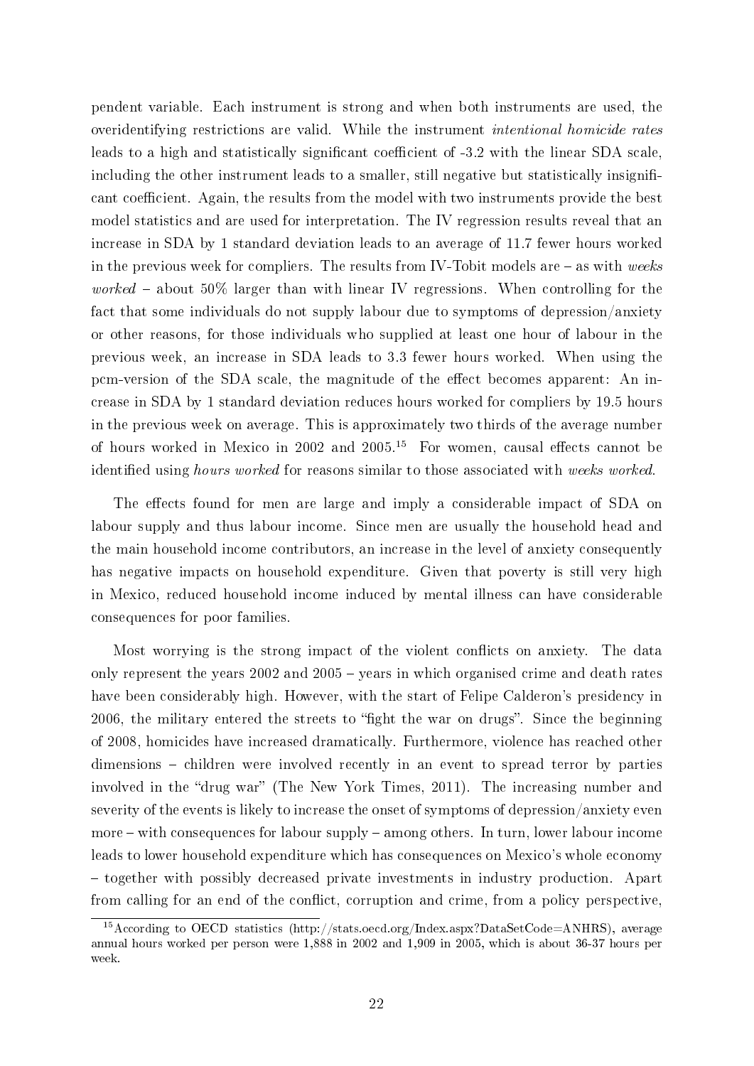pendent variable. Each instrument is strong and when both instruments are used, the overidentifying restrictions are valid. While the instrument *intentional homicide rates* leads to a high and statistically significant coefficient of -3.2 with the linear SDA scale, including the other instrument leads to a smaller, still negative but statistically insignificant coefficient. Again, the results from the model with two instruments provide the best model statistics and are used for interpretation. The IV regression results reveal that an increase in SDA by 1 standard deviation leads to an average of 11.7 fewer hours worked in the previous week for compliers. The results from IV-Tobit models are – as with *weeks worked* – about 50% larger than with linear IV regressions. When controlling for the fact that some individuals do not supply labour due to symptoms of depression/anxiety or other reasons, for those individuals who supplied at least one hour of labour in the previous week, an increase in SDA leads to 3.3 fewer hours worked. When using the pcm-version of the SDA scale, the magnitude of the effect becomes apparent: An increase in SDA by 1 standard deviation reduces hours worked for compliers by 19.5 hours in the previous week on average. This is approximately two thirds of the average number of hours worked in Mexico in 2002 and 2005.[15] For women, causal effects cannot be identified using *hours worked* for reasons similar to those associated with *weeks worked*.

The effects found for men are large and imply a considerable impact of SDA on labour supply and thus labour income. Since men are usually the household head and the main household income contributors, an increase in the level of anxiety consequently has negative impacts on household expenditure. Given that poverty is still very high in Mexico, reduced household income induced by mental illness can have considerable consequences for poor families.

Most worrying is the strong impact of the violent conflicts on anxiety. The data only represent the years 2002 and 2005 – years in which organised crime and death rates have been considerably high. However, with the start of Felipe Calderon's presidency in 2006, the military entered the streets to "fight the war on drugs". Since the beginning of 2008, homicides have increased dramatically. Furthermore, violence has reached other dimensions – children were involved recently in an event to spread terror by parties involved in the "drug war" (The New York Times, 2011). The increasing number and severity of the events is likely to increase the onset of symptoms of depression/anxiety even more – with consequences for labour supply – among others. In turn, lower labour income leads to lower household expenditure which has consequences on Mexico's whole economy – together with possibly decreased private investments in industry production. Apart from calling for an end of the conflict, corruption and crime, from a policy perspective,

[15] According to OECD statistics (http://stats.oecd.org/Index.aspx?DataSetCode=ANHRS), average annual hours worked per person were 1,888 in 2002 and 1,909 in 2005, which is about 36-37 hours per week.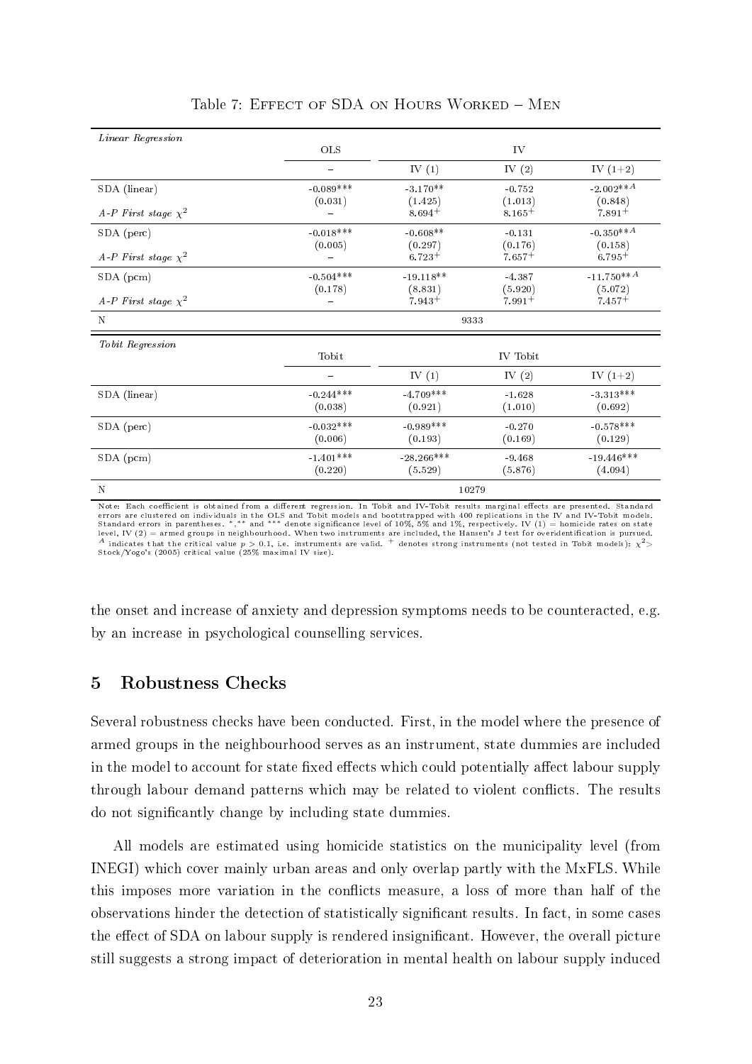Table 7: Effect of SDA on Hours Worked – Men

| *Linear Regression* | OLS | IV | | |
|---|---|---|---|---|
| | – | IV (1) | IV (2) | IV (1+2) |
| SDA (linear) | -0.089*** | -3.170** | -0.752 | -2.002**$^A$ |
| | (0.031) | (1.425) | (1.013) | (0.848) |
| *A-P First stage* $\chi^2$ | – | 8.694$^+$ | 8.165$^+$ | 7.891$^+$ |
| SDA (perc) | -0.018*** | -0.608** | -0.131 | -0.350**$^A$ |
| | (0.005) | (0.297) | (0.176) | (0.158) |
| *A-P First stage* $\chi^2$ | – | 6.723$^+$ | 7.657$^+$ | 6.795$^+$ |
| SDA (pcm) | -0.504*** | -19.118** | -4.387 | -11.750**$^A$ |
| | (0.178) | (8.831) | (5.920) | (5.072) |
| *A-P First stage* $\chi^2$ | – | 7.943$^+$ | 7.991$^+$ | 7.457$^+$ |
| N | 9333 | | | |
| *Tobit Regression* | Tobit | IV Tobit | | |
| | – | IV (1) | IV (2) | IV (1+2) |
| SDA (linear) | -0.244*** | -4.709*** | -1.628 | -3.313*** |
| | (0.038) | (0.921) | (1.010) | (0.692) |
| SDA (perc) | -0.032*** | -0.989*** | -0.270 | -0.578*** |
| | (0.006) | (0.193) | (0.169) | (0.129) |
| SDA (pcm) | -1.401*** | -28.266*** | -9.468 | -19.446*** |
| | (0.220) | (5.529) | (5.876) | (4.094) |
| N | 10279 | | | |

Note: Each coefficient is obtained from a different regression. In Tobit and IV-Tobit results marginal effects are presented. Standard errors are clustered on individuals in the OLS and Tobit models and bootstrapped with 400 replications in the IV and IV-Tobit models. Standard errors in parentheses. *,** and *** denote significance level of 10%, 5% and 1%, respectively. IV (1) = homicide rates on state level, IV (2) = armed groups in neighbourhood. When two instruments are included, the Hansen's J test for overidentification is pursued. $^A$ indicates that the critical value $p > 0.1$, i.e. instruments are valid. $^+$ denotes strong instruments (not tested in Tobit models): $\chi^2 >$ Stock/Yogo's (2005) critical value (25% maximal IV size).

the onset and increase of anxiety and depression symptoms needs to be counteracted, e.g. by an increase in psychological counselling services.

## 5 Robustness Checks

Several robustness checks have been conducted. First, in the model where the presence of armed groups in the neighbourhood serves as an instrument, state dummies are included in the model to account for state fixed effects which could potentially affect labour supply through labour demand patterns which may be related to violent conflicts. The results do not significantly change by including state dummies.

All models are estimated using homicide statistics on the municipality level (from INEGI) which cover mainly urban areas and only overlap partly with the MxFLS. While this imposes more variation in the conflicts measure, a loss of more than half of the observations hinder the detection of statistically significant results. In fact, in some cases the effect of SDA on labour supply is rendered insignificant. However, the overall picture still suggests a strong impact of deterioration in mental health on labour supply induced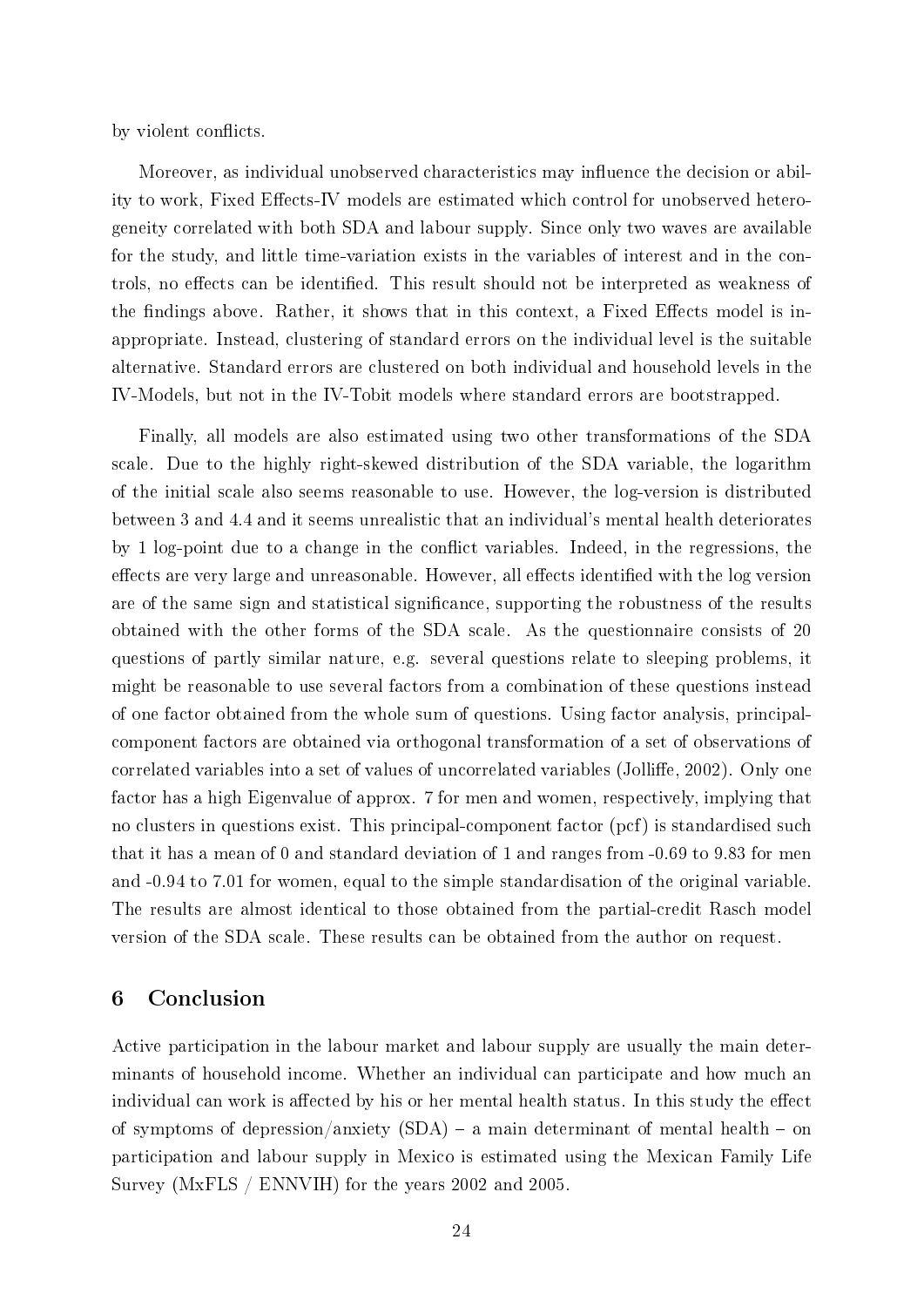by violent conflicts.

Moreover, as individual unobserved characteristics may influence the decision or ability to work, Fixed Effects-IV models are estimated which control for unobserved heterogeneity correlated with both SDA and labour supply. Since only two waves are available for the study, and little time-variation exists in the variables of interest and in the controls, no effects can be identified. This result should not be interpreted as weakness of the findings above. Rather, it shows that in this context, a Fixed Effects model is inappropriate. Instead, clustering of standard errors on the individual level is the suitable alternative. Standard errors are clustered on both individual and household levels in the IV-Models, but not in the IV-Tobit models where standard errors are bootstrapped.

Finally, all models are also estimated using two other transformations of the SDA scale. Due to the highly right-skewed distribution of the SDA variable, the logarithm of the initial scale also seems reasonable to use. However, the log-version is distributed between 3 and 4.4 and it seems unrealistic that an individual's mental health deteriorates by 1 log-point due to a change in the conflict variables. Indeed, in the regressions, the effects are very large and unreasonable. However, all effects identified with the log version are of the same sign and statistical significance, supporting the robustness of the results obtained with the other forms of the SDA scale. As the questionnaire consists of 20 questions of partly similar nature, e.g. several questions relate to sleeping problems, it might be reasonable to use several factors from a combination of these questions instead of one factor obtained from the whole sum of questions. Using factor analysis, principal-component factors are obtained via orthogonal transformation of a set of observations of correlated variables into a set of values of uncorrelated variables (Jolliffe, 2002). Only one factor has a high Eigenvalue of approx. 7 for men and women, respectively, implying that no clusters in questions exist. This principal-component factor (pcf) is standardised such that it has a mean of 0 and standard deviation of 1 and ranges from -0.69 to 9.83 for men and -0.94 to 7.01 for women, equal to the simple standardisation of the original variable. The results are almost identical to those obtained from the partial-credit Rasch model version of the SDA scale. These results can be obtained from the author on request.

## 6 Conclusion

Active participation in the labour market and labour supply are usually the main determinants of household income. Whether an individual can participate and how much an individual can work is affected by his or her mental health status. In this study the effect of symptoms of depression/anxiety (SDA) – a main determinant of mental health – on participation and labour supply in Mexico is estimated using the Mexican Family Life Survey (MxFLS / ENNVIH) for the years 2002 and 2005.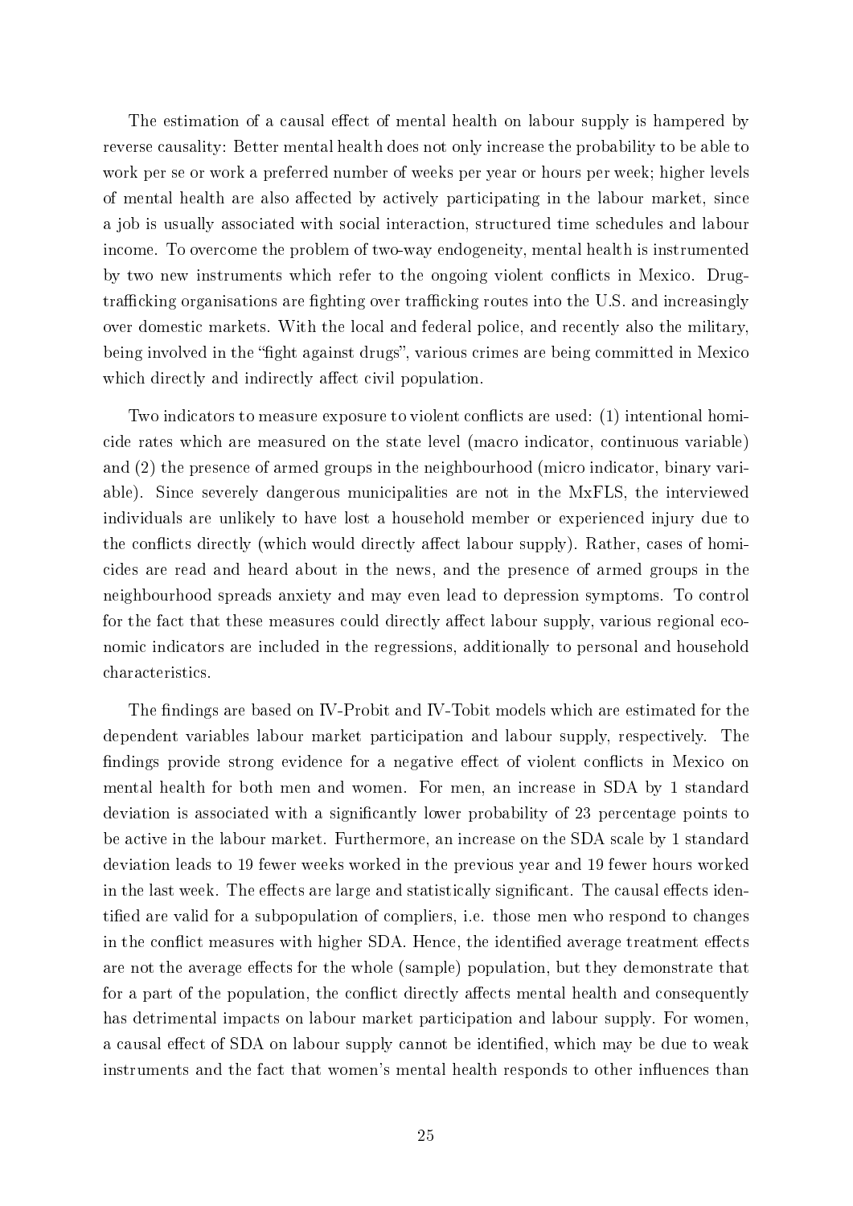The estimation of a causal effect of mental health on labour supply is hampered by reverse causality: Better mental health does not only increase the probability to be able to work per se or work a preferred number of weeks per year or hours per week; higher levels of mental health are also affected by actively participating in the labour market, since a job is usually associated with social interaction, structured time schedules and labour income. To overcome the problem of two-way endogeneity, mental health is instrumented by two new instruments which refer to the ongoing violent conflicts in Mexico. Drug-trafficking organisations are fighting over trafficking routes into the U.S. and increasingly over domestic markets. With the local and federal police, and recently also the military, being involved in the "fight against drugs", various crimes are being committed in Mexico which directly and indirectly affect civil population.

Two indicators to measure exposure to violent conflicts are used: (1) intentional homicide rates which are measured on the state level (macro indicator, continuous variable) and (2) the presence of armed groups in the neighbourhood (micro indicator, binary variable). Since severely dangerous municipalities are not in the MxFLS, the interviewed individuals are unlikely to have lost a household member or experienced injury due to the conflicts directly (which would directly affect labour supply). Rather, cases of homicides are read and heard about in the news, and the presence of armed groups in the neighbourhood spreads anxiety and may even lead to depression symptoms. To control for the fact that these measures could directly affect labour supply, various regional economic indicators are included in the regressions, additionally to personal and household characteristics.

The findings are based on IV-Probit and IV-Tobit models which are estimated for the dependent variables labour market participation and labour supply, respectively. The findings provide strong evidence for a negative effect of violent conflicts in Mexico on mental health for both men and women. For men, an increase in SDA by 1 standard deviation is associated with a significantly lower probability of 23 percentage points to be active in the labour market. Furthermore, an increase on the SDA scale by 1 standard deviation leads to 19 fewer weeks worked in the previous year and 19 fewer hours worked in the last week. The effects are large and statistically significant. The causal effects identified are valid for a subpopulation of compliers, i.e. those men who respond to changes in the conflict measures with higher SDA. Hence, the identified average treatment effects are not the average effects for the whole (sample) population, but they demonstrate that for a part of the population, the conflict directly affects mental health and consequently has detrimental impacts on labour market participation and labour supply. For women, a causal effect of SDA on labour supply cannot be identified, which may be due to weak instruments and the fact that women's mental health responds to other influences than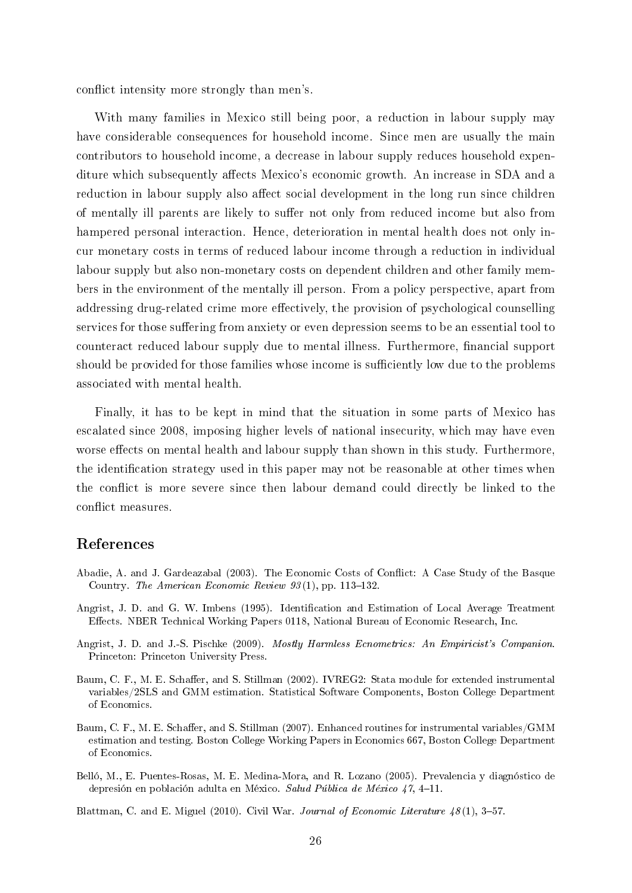conflict intensity more strongly than men's.

With many families in Mexico still being poor, a reduction in labour supply may have considerable consequences for household income. Since men are usually the main contributors to household income, a decrease in labour supply reduces household expenditure which subsequently affects Mexico's economic growth. An increase in SDA and a reduction in labour supply also affect social development in the long run since children of mentally ill parents are likely to suffer not only from reduced income but also from hampered personal interaction. Hence, deterioration in mental health does not only incur monetary costs in terms of reduced labour income through a reduction in individual labour supply but also non-monetary costs on dependent children and other family members in the environment of the mentally ill person. From a policy perspective, apart from addressing drug-related crime more effectively, the provision of psychological counselling services for those suffering from anxiety or even depression seems to be an essential tool to counteract reduced labour supply due to mental illness. Furthermore, financial support should be provided for those families whose income is sufficiently low due to the problems associated with mental health.

Finally, it has to be kept in mind that the situation in some parts of Mexico has escalated since 2008, imposing higher levels of national insecurity, which may have even worse effects on mental health and labour supply than shown in this study. Furthermore, the identification strategy used in this paper may not be reasonable at other times when the conflict is more severe since then labour demand could directly be linked to the conflict measures.

## References

Abadie, A. and J. Gardeazabal (2003). The Economic Costs of Conflict: A Case Study of the Basque Country. *The American Economic Review 93*(1), pp. 113–132.

Angrist, J. D. and G. W. Imbens (1995). Identification and Estimation of Local Average Treatment Effects. NBER Technical Working Papers 0118, National Bureau of Economic Research, Inc.

Angrist, J. D. and J.-S. Pischke (2009). *Mostly Harmless Ecnometrics: An Empiricist's Companion*. Princeton: Princeton University Press.

Baum, C. F., M. E. Schaffer, and S. Stillman (2002). IVREG2: Stata module for extended instrumental variables/2SLS and GMM estimation. Statistical Software Components, Boston College Department of Economics.

Baum, C. F., M. E. Schaffer, and S. Stillman (2007). Enhanced routines for instrumental variables/GMM estimation and testing. Boston College Working Papers in Economics 667, Boston College Department of Economics.

Belló, M., E. Puentes-Rosas, M. E. Medina-Mora, and R. Lozano (2005). Prevalencia y diagnóstico de depresión en población adulta en México. *Salud Pública de México 47*, 4–11.

Blattman, C. and E. Miguel (2010). Civil War. *Journal of Economic Literature 48*(1), 3–57.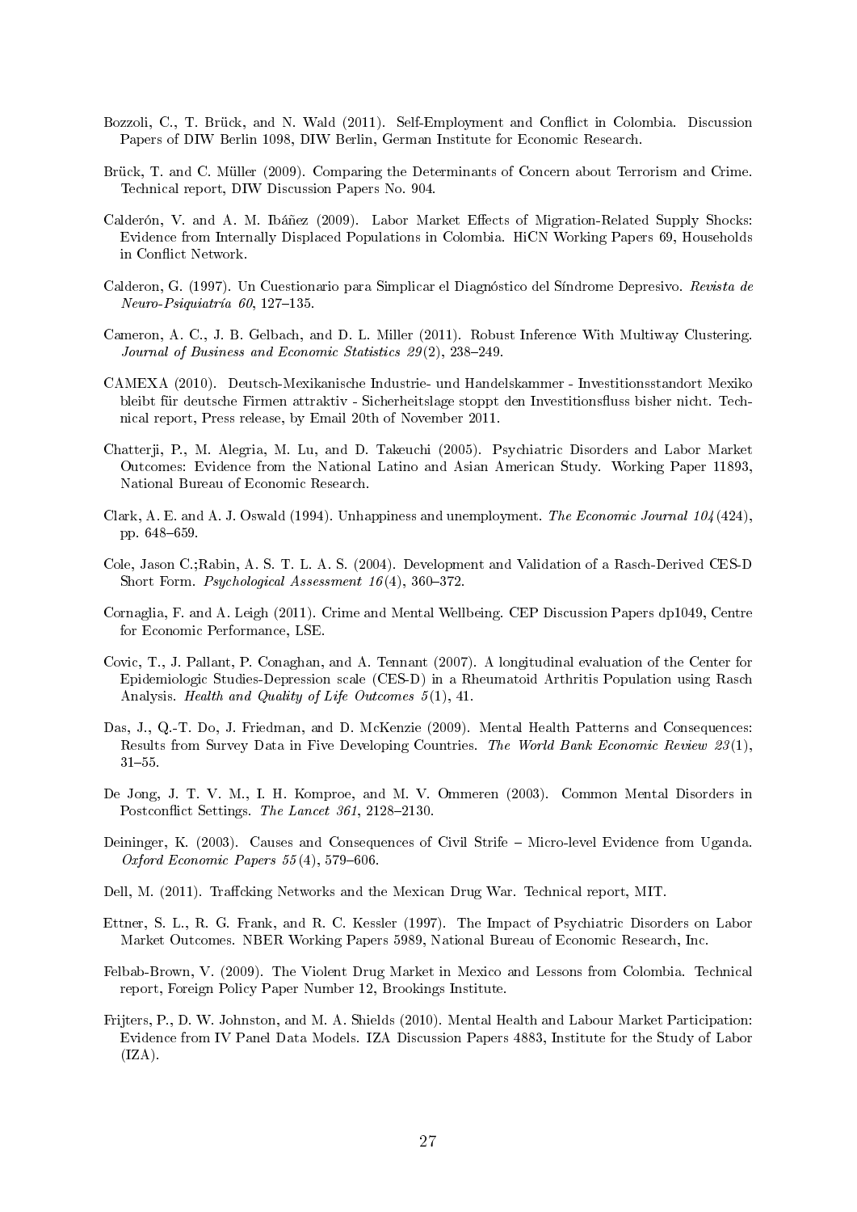Bozzoli, C., T. Brück, and N. Wald (2011). Self-Employment and Conflict in Colombia. Discussion Papers of DIW Berlin 1098, DIW Berlin, German Institute for Economic Research.

Brück, T. and C. Müller (2009). Comparing the Determinants of Concern about Terrorism and Crime. Technical report, DIW Discussion Papers No. 904.

Calderón, V. and A. M. Ibáñez (2009). Labor Market Effects of Migration-Related Supply Shocks: Evidence from Internally Displaced Populations in Colombia. HiCN Working Papers 69, Households in Conflict Network.

Calderon, G. (1997). Un Cuestionario para Simplicar el Diagnóstico del Síndrome Depresivo. *Revista de Neuro-Psiquiatría 60*, 127–135.

Cameron, A. C., J. B. Gelbach, and D. L. Miller (2011). Robust Inference With Multiway Clustering. *Journal of Business and Economic Statistics 29*(2), 238–249.

CAMEXA (2010). Deutsch-Mexikanische Industrie- und Handelskammer - Investitionsstandort Mexiko bleibt für deutsche Firmen attraktiv - Sicherheitslage stoppt den Investitionsfluss bisher nicht. Technical report, Press release, by Email 20th of November 2011.

Chatterji, P., M. Alegria, M. Lu, and D. Takeuchi (2005). Psychiatric Disorders and Labor Market Outcomes: Evidence from the National Latino and Asian American Study. Working Paper 11893, National Bureau of Economic Research.

Clark, A. E. and A. J. Oswald (1994). Unhappiness and unemployment. *The Economic Journal 104*(424), pp. 648–659.

Cole, Jason C.;Rabin, A. S. T. L. A. S. (2004). Development and Validation of a Rasch-Derived CES-D Short Form. *Psychological Assessment 16*(4), 360–372.

Cornaglia, F. and A. Leigh (2011). Crime and Mental Wellbeing. CEP Discussion Papers dp1049, Centre for Economic Performance, LSE.

Covic, T., J. Pallant, P. Conaghan, and A. Tennant (2007). A longitudinal evaluation of the Center for Epidemiologic Studies-Depression scale (CES-D) in a Rheumatoid Arthritis Population using Rasch Analysis. *Health and Quality of Life Outcomes 5*(1), 41.

Das, J., Q.-T. Do, J. Friedman, and D. McKenzie (2009). Mental Health Patterns and Consequences: Results from Survey Data in Five Developing Countries. *The World Bank Economic Review 23*(1), 31–55.

De Jong, J. T. V. M., I. H. Komproe, and M. V. Ommeren (2003). Common Mental Disorders in Postconflict Settings. *The Lancet 361*, 2128–2130.

Deininger, K. (2003). Causes and Consequences of Civil Strife – Micro-level Evidence from Uganda. *Oxford Economic Papers 55*(4), 579–606.

Dell, M. (2011). Traffcking Networks and the Mexican Drug War. Technical report, MIT.

Ettner, S. L., R. G. Frank, and R. C. Kessler (1997). The Impact of Psychiatric Disorders on Labor Market Outcomes. NBER Working Papers 5989, National Bureau of Economic Research, Inc.

Felbab-Brown, V. (2009). The Violent Drug Market in Mexico and Lessons from Colombia. Technical report, Foreign Policy Paper Number 12, Brookings Institute.

Frijters, P., D. W. Johnston, and M. A. Shields (2010). Mental Health and Labour Market Participation: Evidence from IV Panel Data Models. IZA Discussion Papers 4883, Institute for the Study of Labor (IZA).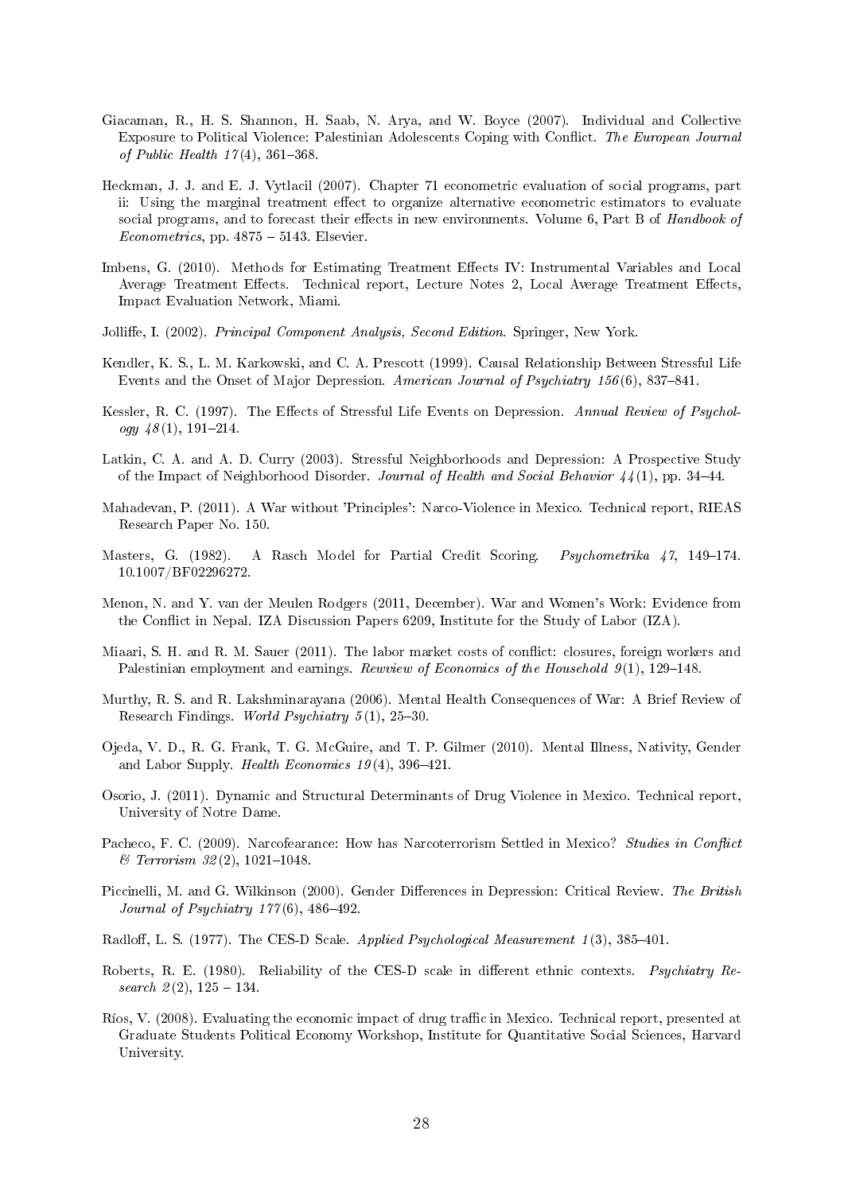Giacaman, R., H. S. Shannon, H. Saab, N. Arya, and W. Boyce (2007). Individual and Collective Exposure to Political Violence: Palestinian Adolescents Coping with Conflict. *The European Journal of Public Health 17*(4), 361–368.

Heckman, J. J. and E. J. Vytlacil (2007). Chapter 71 econometric evaluation of social programs, part ii: Using the marginal treatment effect to organize alternative econometric estimators to evaluate social programs, and to forecast their effects in new environments. Volume 6, Part B of *Handbook of Econometrics*, pp. 4875 – 5143. Elsevier.

Imbens, G. (2010). Methods for Estimating Treatment Effects IV: Instrumental Variables and Local Average Treatment Effects. Technical report, Lecture Notes 2, Local Average Treatment Effects, Impact Evaluation Network, Miami.

Jolliffe, I. (2002). *Principal Component Analysis, Second Edition*. Springer, New York.

Kendler, K. S., L. M. Karkowski, and C. A. Prescott (1999). Causal Relationship Between Stressful Life Events and the Onset of Major Depression. *American Journal of Psychiatry 156*(6), 837–841.

Kessler, R. C. (1997). The Effects of Stressful Life Events on Depression. *Annual Review of Psychology 48*(1), 191–214.

Latkin, C. A. and A. D. Curry (2003). Stressful Neighborhoods and Depression: A Prospective Study of the Impact of Neighborhood Disorder. *Journal of Health and Social Behavior 44*(1), pp. 34–44.

Mahadevan, P. (2011). A War without 'Principles': Narco-Violence in Mexico. Technical report, RIEAS Research Paper No. 150.

Masters, G. (1982). A Rasch Model for Partial Credit Scoring. *Psychometrika 47*, 149–174. 10.1007/BF02296272.

Menon, N. and Y. van der Meulen Rodgers (2011, December). War and Women's Work: Evidence from the Conflict in Nepal. IZA Discussion Papers 6209, Institute for the Study of Labor (IZA).

Miaari, S. H. and R. M. Sauer (2011). The labor market costs of conflict: closures, foreign workers and Palestinian employment and earnings. *Rewview of Economics of the Household 9*(1), 129–148.

Murthy, R. S. and R. Lakshminarayana (2006). Mental Health Consequences of War: A Brief Review of Research Findings. *World Psychiatry 5*(1), 25–30.

Ojeda, V. D., R. G. Frank, T. G. McGuire, and T. P. Gilmer (2010). Mental Illness, Nativity, Gender and Labor Supply. *Health Economics 19*(4), 396–421.

Osorio, J. (2011). Dynamic and Structural Determinants of Drug Violence in Mexico. Technical report, University of Notre Dame.

Pacheco, F. C. (2009). Narcofearance: How has Narcoterrorism Settled in Mexico? *Studies in Conflict & Terrorism 32*(2), 1021–1048.

Piccinelli, M. and G. Wilkinson (2000). Gender Differences in Depression: Critical Review. *The British Journal of Psychiatry 177*(6), 486–492.

Radloff, L. S. (1977). The CES-D Scale. *Applied Psychological Measurement 1*(3), 385–401.

Roberts, R. E. (1980). Reliability of the CES-D scale in different ethnic contexts. *Psychiatry Research 2*(2), 125 – 134.

Ríos, V. (2008). Evaluating the economic impact of drug traffic in Mexico. Technical report, presented at Graduate Students Political Economy Workshop, Institute for Quantitative Social Sciences, Harvard University.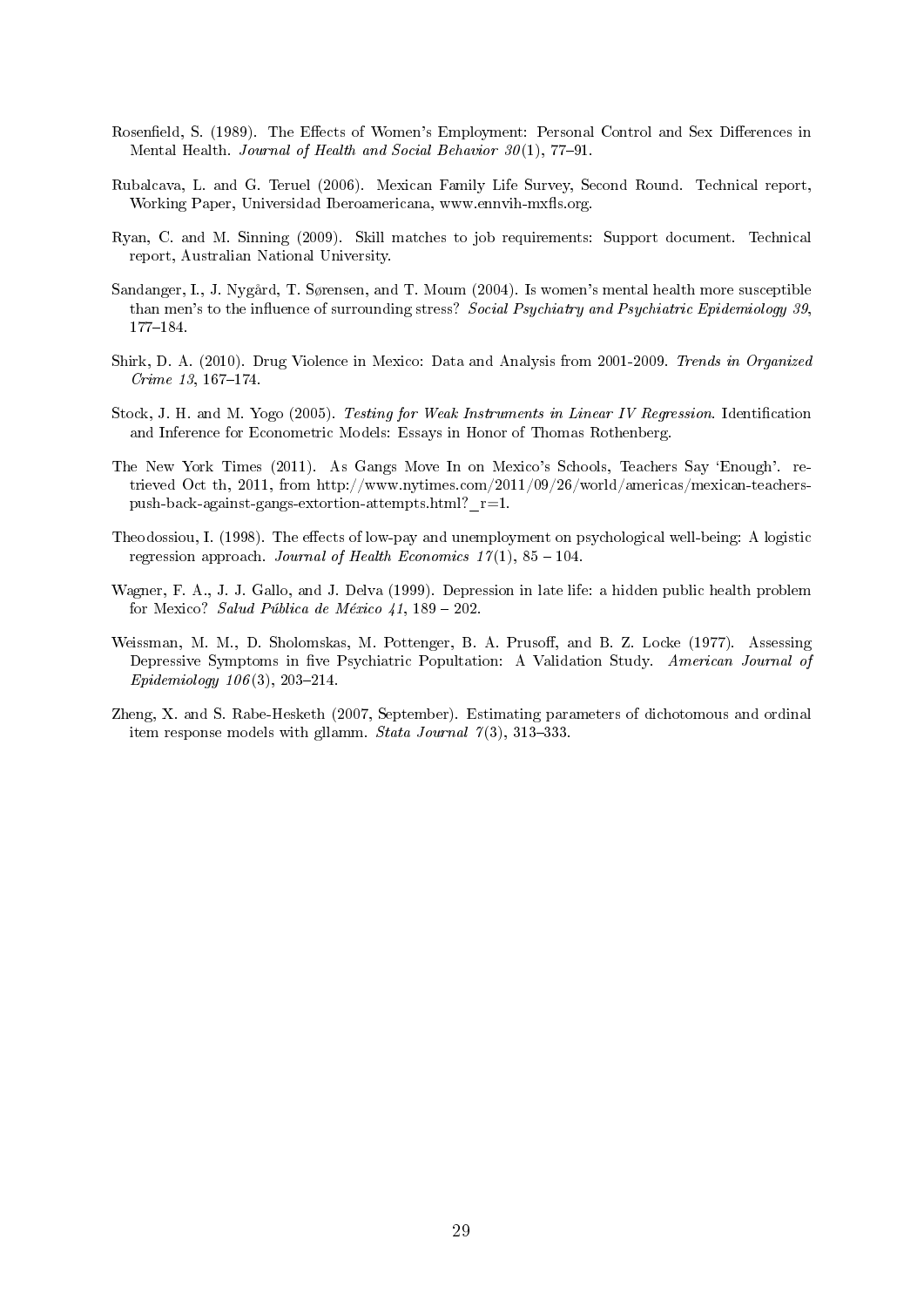Rosenfield, S. (1989). The Effects of Women's Employment: Personal Control and Sex Differences in Mental Health. *Journal of Health and Social Behavior 30*(1), 77–91.

Rubalcava, L. and G. Teruel (2006). Mexican Family Life Survey, Second Round. Technical report, Working Paper, Universidad Iberoamericana, www.ennvih-mxfls.org.

Ryan, C. and M. Sinning (2009). Skill matches to job requirements: Support document. Technical report, Australian National University.

Sandanger, I., J. Nygård, T. Sørensen, and T. Moum (2004). Is women's mental health more susceptible than men's to the influence of surrounding stress? *Social Psychiatry and Psychiatric Epidemiology 39*, 177–184.

Shirk, D. A. (2010). Drug Violence in Mexico: Data and Analysis from 2001-2009. *Trends in Organized Crime 13*, 167–174.

Stock, J. H. and M. Yogo (2005). *Testing for Weak Instruments in Linear IV Regression*. Identification and Inference for Econometric Models: Essays in Honor of Thomas Rothenberg.

The New York Times (2011). As Gangs Move In on Mexico's Schools, Teachers Say 'Enough'. retrieved Oct th, 2011, from http://www.nytimes.com/2011/09/26/world/americas/mexican-teachers-push-back-against-gangs-extortion-attempts.html?_r=1.

Theodossiou, I. (1998). The effects of low-pay and unemployment on psychological well-being: A logistic regression approach. *Journal of Health Economics 17*(1), 85 – 104.

Wagner, F. A., J. J. Gallo, and J. Delva (1999). Depression in late life: a hidden public health problem for Mexico? *Salud Pública de México 41*, 189 – 202.

Weissman, M. M., D. Sholomskas, M. Pottenger, B. A. Prusoff, and B. Z. Locke (1977). Assessing Depressive Symptoms in five Psychiatric Popultation: A Validation Study. *American Journal of Epidemiology 106*(3), 203–214.

Zheng, X. and S. Rabe-Hesketh (2007, September). Estimating parameters of dichotomous and ordinal item response models with gllamm. *Stata Journal 7*(3), 313–333.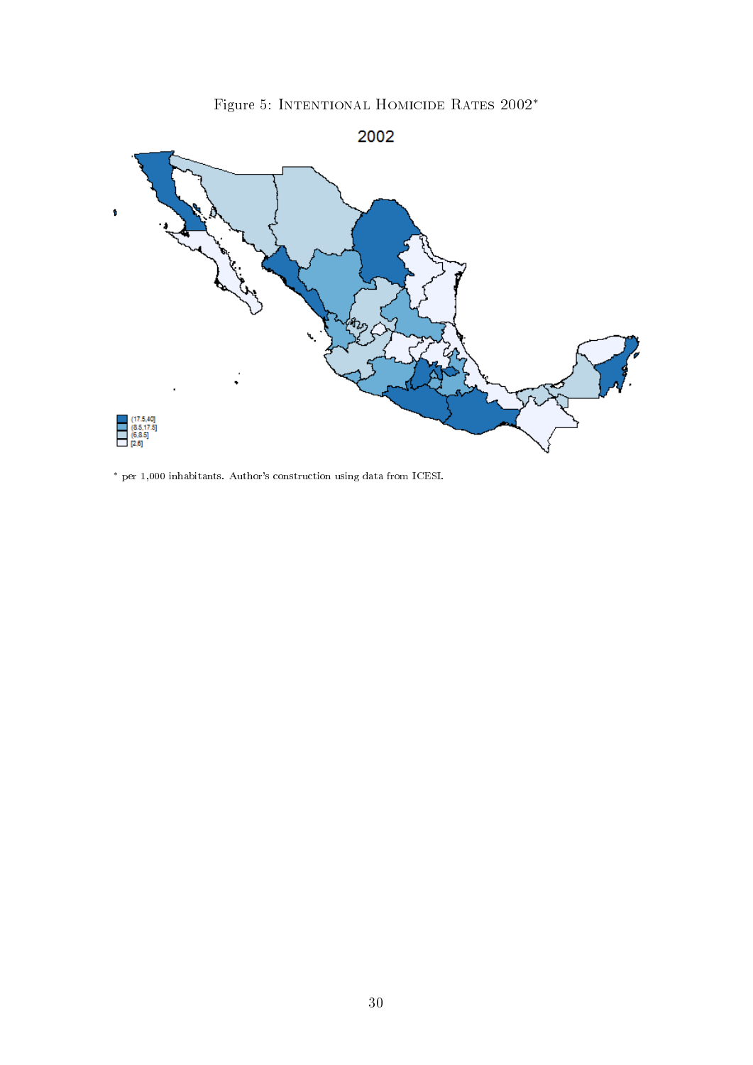Figure 5: INTENTIONAL HOMICIDE RATES 2002*

2002

(17.5,40]
(8.5,17.5]
(6,8.5]
[2,6]

* per 1,000 inhabitants. Author's construction using data from ICESI.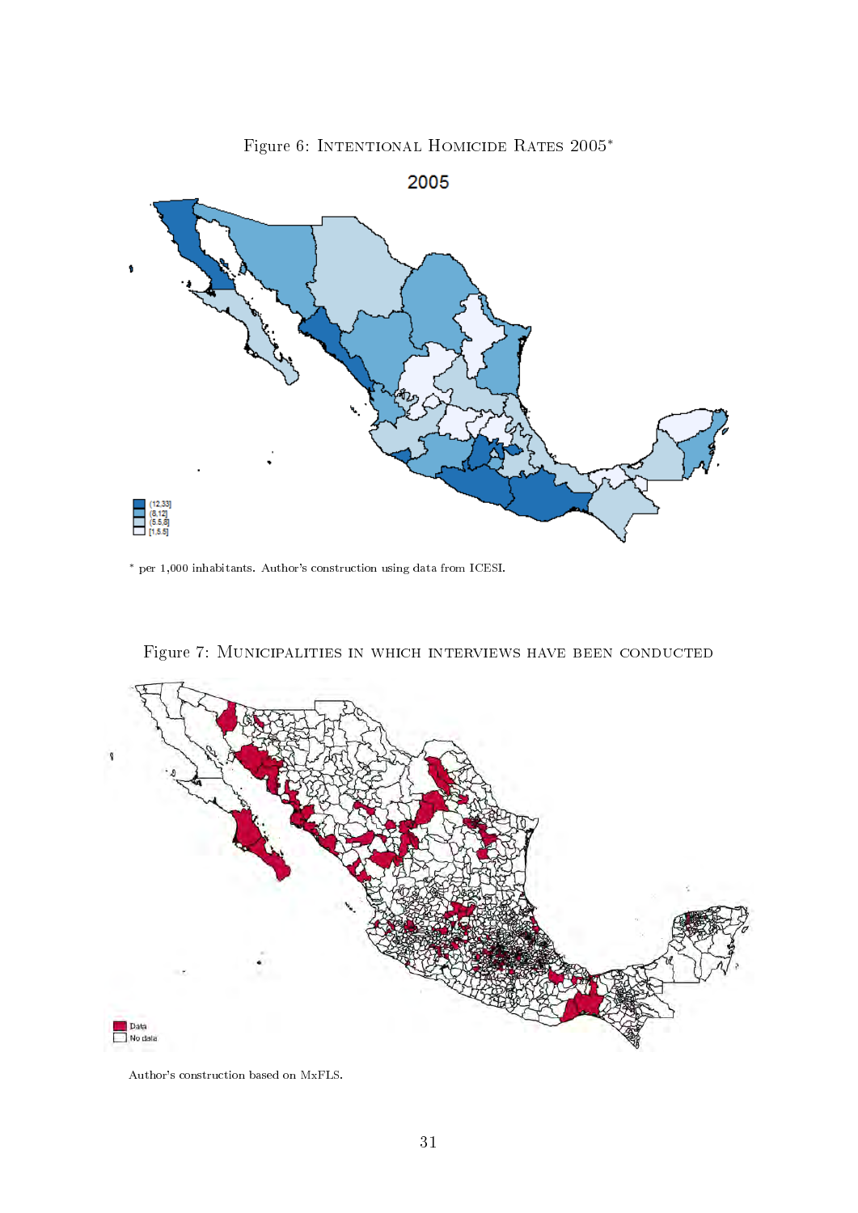Figure 6: Intentional Homicide Rates 2005*

* per 1,000 inhabitants. Author's construction using data from ICESI.

Figure 7: Municipalities in which interviews have been conducted

Author's construction based on MxFLS.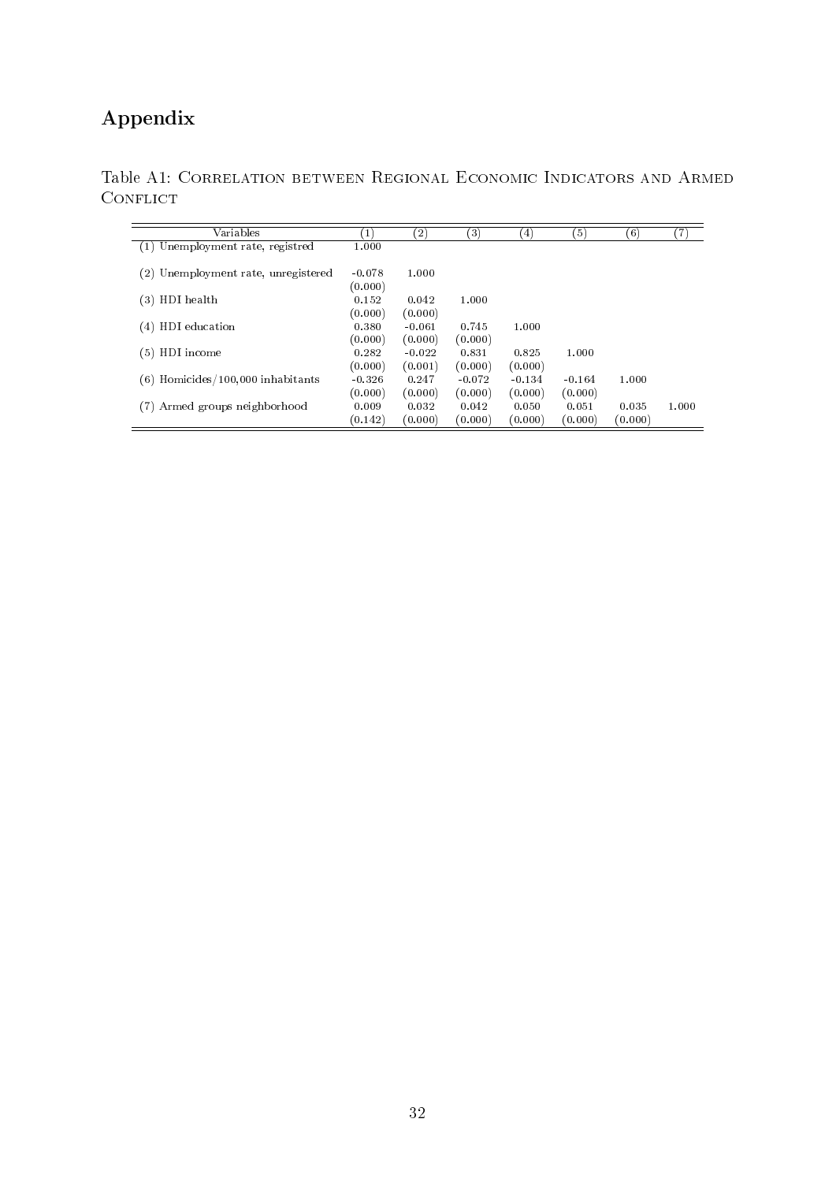# Appendix

Table A1: Correlation between Regional Economic Indicators and Armed Conflict

| Variables | (1) | (2) | (3) | (4) | (5) | (6) | (7) |
|---|---|---|---|---|---|---|---|
| (1) Unemployment rate, registred | 1.000 | | | | | | |
| (2) Unemployment rate, unregistered | -0.078 | 1.000 | | | | | |
| | (0.000) | | | | | | |
| (3) HDI health | 0.152 | 0.042 | 1.000 | | | | |
| | (0.000) | (0.000) | | | | | |
| (4) HDI education | 0.380 | -0.061 | 0.745 | 1.000 | | | |
| | (0.000) | (0.000) | (0.000) | | | | |
| (5) HDI income | 0.282 | -0.022 | 0.831 | 0.825 | 1.000 | | |
| | (0.000) | (0.001) | (0.000) | (0.000) | | | |
| (6) Homicides/100,000 inhabitants | -0.326 | 0.247 | -0.072 | -0.134 | -0.164 | 1.000 | |
| | (0.000) | (0.000) | (0.000) | (0.000) | (0.000) | | |
| (7) Armed groups neighborhood | 0.009 | 0.032 | 0.042 | 0.050 | 0.051 | 0.035 | 1.000 |
| | (0.142) | (0.000) | (0.000) | (0.000) | (0.000) | (0.000) | |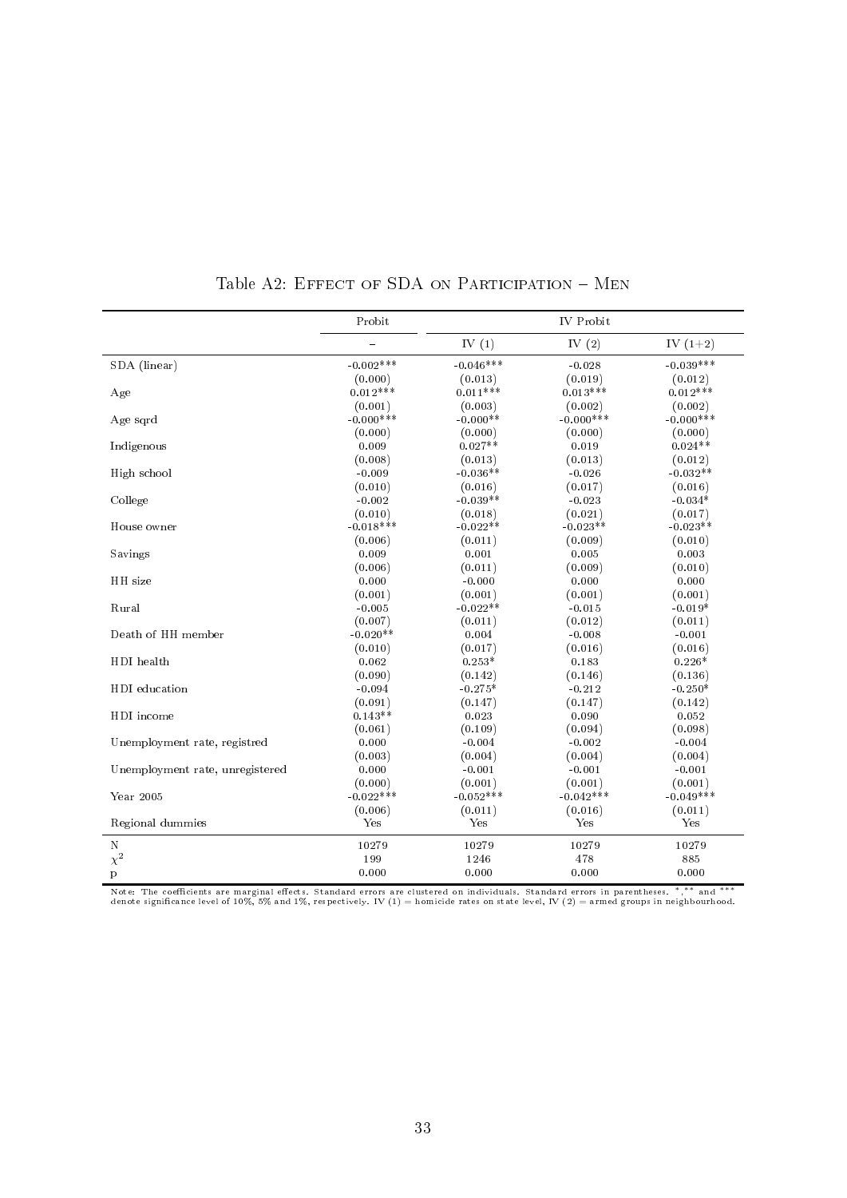Table A2: Effect of SDA on Participation – Men

| | Probit | IV Probit | | |
|---|---|---|---|---|
| | – | IV (1) | IV (2) | IV (1+2) |
| SDA (linear) | -0.002*** | -0.046*** | -0.028 | -0.039*** |
| | (0.000) | (0.013) | (0.019) | (0.012) |
| Age | 0.012*** | 0.011*** | 0.013*** | 0.012*** |
| | (0.001) | (0.003) | (0.002) | (0.002) |
| Age sqrd | -0.000*** | -0.000** | -0.000*** | -0.000*** |
| | (0.000) | (0.000) | (0.000) | (0.000) |
| Indigenous | 0.009 | 0.027** | 0.019 | 0.024** |
| | (0.008) | (0.013) | (0.013) | (0.012) |
| High school | -0.009 | -0.036** | -0.026 | -0.032** |
| | (0.010) | (0.016) | (0.017) | (0.016) |
| College | -0.002 | -0.039** | -0.023 | -0.034* |
| | (0.010) | (0.018) | (0.021) | (0.017) |
| House owner | -0.018*** | -0.022** | -0.023** | -0.023** |
| | (0.006) | (0.011) | (0.009) | (0.010) |
| Savings | 0.009 | 0.001 | 0.005 | 0.003 |
| | (0.006) | (0.011) | (0.009) | (0.010) |
| HH size | 0.000 | -0.000 | 0.000 | 0.000 |
| | (0.001) | (0.001) | (0.001) | (0.001) |
| Rural | -0.005 | -0.022** | -0.015 | -0.019* |
| | (0.007) | (0.011) | (0.012) | (0.011) |
| Death of HH member | -0.020** | 0.004 | -0.008 | -0.001 |
| | (0.010) | (0.017) | (0.016) | (0.016) |
| HDI health | 0.062 | 0.253* | 0.183 | 0.226* |
| | (0.090) | (0.142) | (0.146) | (0.136) |
| HDI education | -0.094 | -0.275* | -0.212 | -0.250* |
| | (0.091) | (0.147) | (0.147) | (0.142) |
| HDI income | 0.143** | 0.023 | 0.090 | 0.052 |
| | (0.061) | (0.109) | (0.094) | (0.098) |
| Unemployment rate, registred | 0.000 | -0.004 | -0.002 | -0.004 |
| | (0.003) | (0.004) | (0.004) | (0.004) |
| Unemployment rate, unregistered | 0.000 | -0.001 | -0.001 | -0.001 |
| | (0.000) | (0.001) | (0.001) | (0.001) |
| Year 2005 | -0.022*** | -0.052*** | -0.042*** | -0.049*** |
| | (0.006) | (0.011) | (0.016) | (0.011) |
| Regional dummies | Yes | Yes | Yes | Yes |
| N | 10279 | 10279 | 10279 | 10279 |
| $\chi^2$ | 199 | 1246 | 478 | 885 |
| p | 0.000 | 0.000 | 0.000 | 0.000 |

Note: The coefficients are marginal effects. Standard errors are clustered on individuals. Standard errors in parentheses. *,** and *** denote significance level of 10%, 5% and 1%, respectively. IV (1) = homicide rates on state level, IV (2) = armed groups in neighbourhood.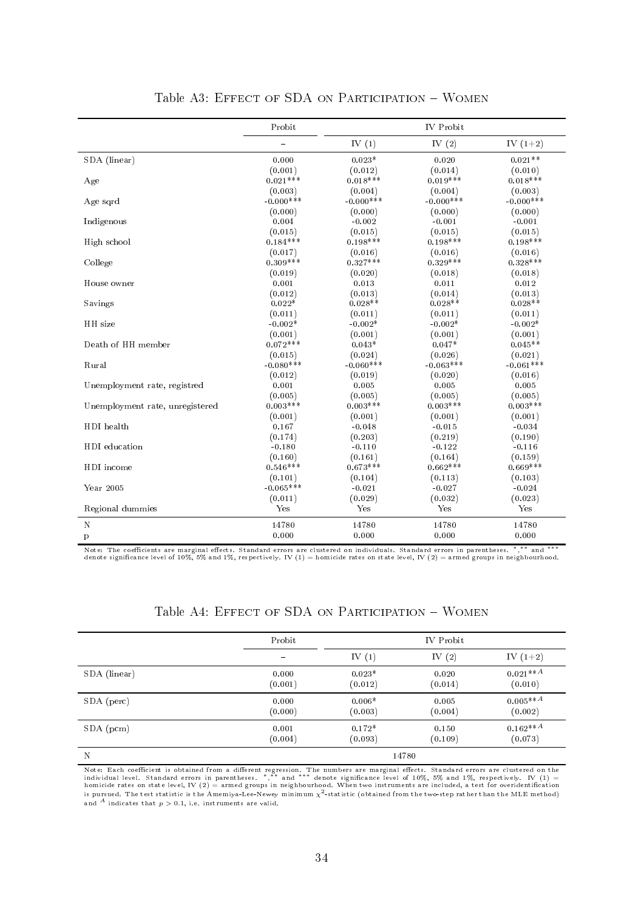Table A3: Effect of SDA on Participation – Women

| | Probit | IV Probit | | |
|---|---|---|---|---|
| | – | IV (1) | IV (2) | IV (1+2) |
| SDA (linear) | 0.000 | 0.023* | 0.020 | 0.021** |
| | (0.001) | (0.012) | (0.014) | (0.010) |
| Age | 0.021*** | 0.018*** | 0.019*** | 0.018*** |
| | (0.003) | (0.004) | (0.004) | (0.003) |
| Age sqrd | -0.000*** | -0.000*** | -0.000*** | -0.000*** |
| | (0.000) | (0.000) | (0.000) | (0.000) |
| Indigenous | 0.004 | -0.002 | -0.001 | -0.001 |
| | (0.015) | (0.015) | (0.015) | (0.015) |
| High school | 0.184*** | 0.198*** | 0.198*** | 0.198*** |
| | (0.017) | (0.016) | (0.016) | (0.016) |
| College | 0.309*** | 0.327*** | 0.329*** | 0.328*** |
| | (0.019) | (0.020) | (0.018) | (0.018) |
| House owner | 0.001 | 0.013 | 0.011 | 0.012 |
| | (0.012) | (0.013) | (0.014) | (0.013) |
| Savings | 0.022* | 0.028** | 0.028** | 0.028** |
| | (0.011) | (0.011) | (0.011) | (0.011) |
| HH size | -0.002* | -0.002* | -0.002* | -0.002* |
| | (0.001) | (0.001) | (0.001) | (0.001) |
| Death of HH member | 0.072*** | 0.043* | 0.047* | 0.045** |
| | (0.015) | (0.024) | (0.026) | (0.021) |
| Rural | -0.080*** | -0.060*** | -0.063*** | -0.061*** |
| | (0.012) | (0.019) | (0.020) | (0.016) |
| Unemployment rate, registred | 0.001 | 0.005 | 0.005 | 0.005 |
| | (0.005) | (0.005) | (0.005) | (0.005) |
| Unemployment rate, unregistered | 0.003*** | 0.003*** | 0.003*** | 0.003*** |
| | (0.001) | (0.001) | (0.001) | (0.001) |
| HDI health | 0.167 | -0.048 | -0.015 | -0.034 |
| | (0.174) | (0.203) | (0.219) | (0.190) |
| HDI education | -0.180 | -0.110 | -0.122 | -0.116 |
| | (0.160) | (0.161) | (0.164) | (0.159) |
| HDI income | 0.546*** | 0.673*** | 0.662*** | 0.669*** |
| | (0.101) | (0.104) | (0.113) | (0.103) |
| Year 2005 | -0.065*** | -0.021 | -0.027 | -0.024 |
| | (0.011) | (0.029) | (0.032) | (0.023) |
| Regional dummies | Yes | Yes | Yes | Yes |
| N | 14780 | 14780 | 14780 | 14780 |
| p | 0.000 | 0.000 | 0.000 | 0.000 |

Note: The coefficients are marginal effects. Standard errors are clustered on individuals. Standard errors in parentheses. *,** and *** denote significance level of 10%, 5% and 1%, respectively. IV (1) = homicide rates on state level, IV (2) = armed groups in neighbourhood.

Table A4: Effect of SDA on Participation – Women

| | Probit | IV Probit | | |
|---|---|---|---|---|
| | – | IV (1) | IV (2) | IV (1+2) |
| SDA (linear) | 0.000 | 0.023* | 0.020 | $0.021^{**A}$ |
| | (0.001) | (0.012) | (0.014) | (0.010) |
| SDA (perc) | 0.000 | 0.006* | 0.005 | $0.005^{**A}$ |
| | (0.000) | (0.003) | (0.004) | (0.002) |
| SDA (pcm) | 0.001 | 0.172* | 0.150 | $0.162^{**A}$ |
| | (0.004) | (0.093) | (0.109) | (0.073) |
| N | | 14780 | | |

Note: Each coefficient is obtained from a different regression. The numbers are marginal effects. Standard errors are clustered on the individual level. Standard errors in parentheses. *,** and *** denote significance level of 10%, 5% and 1%, respectively. IV (1) = homicide rates on state level, IV (2) = armed groups in neighbourhood. When two instruments are included, a test for overidentification is pursued. The test statistic is the Amemiya-Lee-Newey minimum $\chi^2$-statistic (obtained from the two-step rather than the MLE method) and $^A$ indicates that $p > 0.1$, i.e. instruments are valid.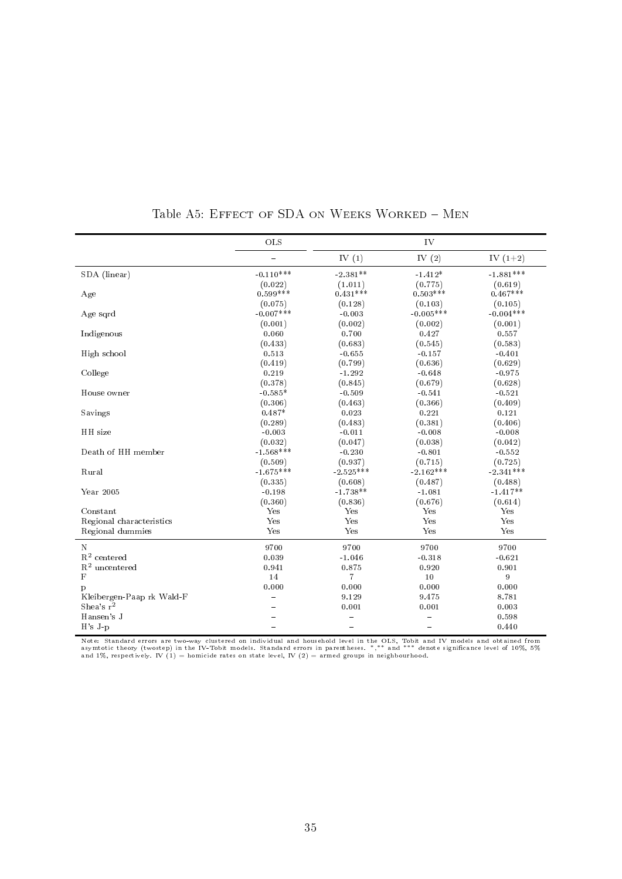Table A5: Effect of SDA on Weeks Worked – Men

| | OLS | IV | | |
|---|---|---|---|---|
| | – | IV (1) | IV (2) | IV (1+2) |
| SDA (linear) | -0.110*** | -2.381** | -1.412* | -1.881*** |
| | (0.022) | (1.011) | (0.775) | (0.619) |
| Age | 0.599*** | 0.431*** | 0.503*** | 0.467*** |
| | (0.075) | (0.128) | (0.103) | (0.105) |
| Age sqrd | -0.007*** | -0.003 | -0.005*** | -0.004*** |
| | (0.001) | (0.002) | (0.002) | (0.001) |
| Indigenous | 0.060 | 0.700 | 0.427 | 0.557 |
| | (0.433) | (0.683) | (0.545) | (0.583) |
| High school | 0.513 | -0.655 | -0.157 | -0.401 |
| | (0.419) | (0.799) | (0.636) | (0.629) |
| College | 0.219 | -1.292 | -0.648 | -0.975 |
| | (0.378) | (0.845) | (0.679) | (0.628) |
| House owner | -0.585* | -0.509 | -0.541 | -0.521 |
| | (0.306) | (0.463) | (0.366) | (0.409) |
| Savings | 0.487* | 0.023 | 0.221 | 0.121 |
| | (0.289) | (0.483) | (0.381) | (0.406) |
| HH size | -0.003 | -0.011 | -0.008 | -0.008 |
| | (0.032) | (0.047) | (0.038) | (0.042) |
| Death of HH member | -1.568*** | -0.230 | -0.801 | -0.552 |
| | (0.509) | (0.937) | (0.715) | (0.725) |
| Rural | -1.675*** | -2.525*** | -2.162*** | -2.341*** |
| | (0.335) | (0.608) | (0.487) | (0.488) |
| Year 2005 | -0.198 | -1.738** | -1.081 | -1.417** |
| | (0.360) | (0.836) | (0.676) | (0.614) |
| Constant | Yes | Yes | Yes | Yes |
| Regional characteristics | Yes | Yes | Yes | Yes |
| Regional dummies | Yes | Yes | Yes | Yes |
| N | 9700 | 9700 | 9700 | 9700 |
| $R^2$ centered | 0.039 | -1.046 | -0.318 | -0.621 |
| $R^2$ uncentered | 0.941 | 0.875 | 0.920 | 0.901 |
| F | 14 | 7 | 10 | 9 |
| p | 0.000 | 0.000 | 0.000 | 0.000 |
| Kleibergen-Paap rk Wald-F | – | 9.129 | 9.475 | 8.781 |
| Shea's $r^2$ | – | 0.001 | 0.001 | 0.003 |
| Hansen's J | – | – | – | 0.598 |
| H's J-p | – | – | – | 0.440 |

Note: Standard errors are two-way clustered on individual and household level in the OLS, Tobit and IV models and obtained from asymtotic theory (twostep) in the IV-Tobit models. Standard errors in parentheses. *,** and *** denote significance level of 10%, 5% and 1%, respectively. IV (1) = homicide rates on state level, IV (2) = armed groups in neighbourhood.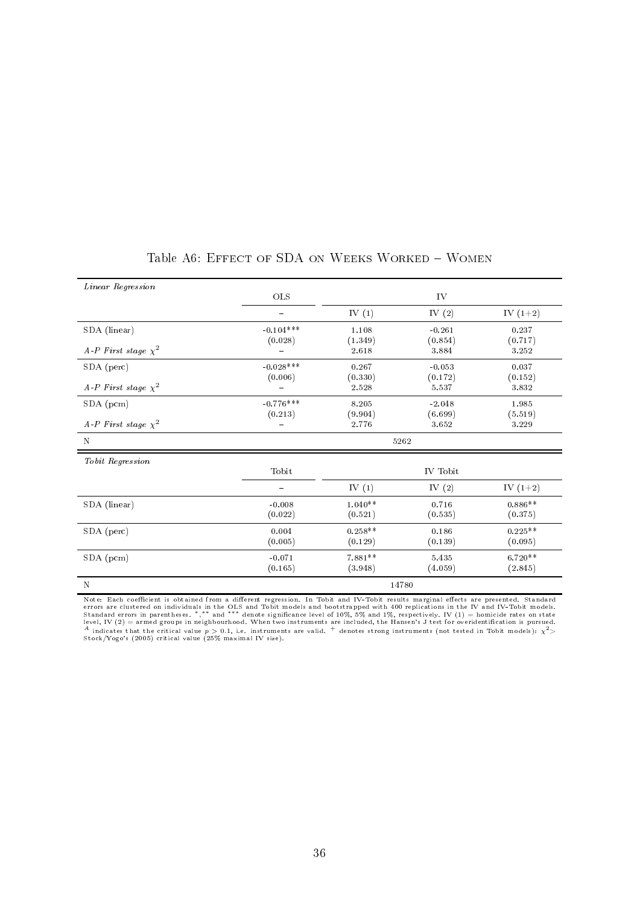Table A6: Effect of SDA on Weeks Worked – Women

| *Linear Regression* | OLS | IV | | |
|---|---|---|---|---|
| | – | IV (1) | IV (2) | IV (1+2) |
| SDA (linear) | -0.104*** | 1.108 | -0.261 | 0.237 |
| | (0.028) | (1.349) | (0.854) | (0.717) |
| *A-P First stage* $\chi^2$ | – | 2.618 | 3.884 | 3.252 |
| SDA (perc) | -0.028*** | 0.267 | -0.053 | 0.037 |
| | (0.006) | (0.330) | (0.172) | (0.152) |
| *A-P First stage* $\chi^2$ | – | 2.528 | 5.537 | 3.832 |
| SDA (pcm) | -0.776*** | 8.205 | -2.048 | 1.985 |
| | (0.213) | (9.904) | (6.699) | (5.519) |
| *A-P First stage* $\chi^2$ | – | 2.776 | 3.652 | 3.229 |
| N | 5262 | | | |

| *Tobit Regression* | Tobit | IV Tobit | | |
|---|---|---|---|---|
| | – | IV (1) | IV (2) | IV (1+2) |
| SDA (linear) | -0.008 | 1.040** | 0.716 | 0.886** |
| | (0.022) | (0.521) | (0.535) | (0.375) |
| SDA (perc) | 0.004 | 0.258** | 0.186 | 0.225** |
| | (0.005) | (0.129) | (0.139) | (0.095) |
| SDA (pcm) | -0.071 | 7.881** | 5.435 | 6.720** |
| | (0.165) | (3.948) | (4.059) | (2.845) |
| N | 14780 | | | |

Note: Each coefficient is obtained from a different regression. In Tobit and IV-Tobit results marginal effects are presented. Standard errors are clustered on individuals in the OLS and Tobit models and bootstrapped with 400 replications in the IV and IV-Tobit models. Standard errors in parentheses. *,** and *** denote significance level of 10%, 5% and 1%, respectively. IV (1) = homicide rates on state level, IV (2) = armed groups in neighbourhood. When two instruments are included, the Hansen's J test for overidentification is pursued. [A] indicates that the critical value $p > 0.1$, i.e. instruments are valid. [+] denotes strong instruments (not tested in Tobit models): $\chi^2 >$ Stock/Yogo's (2005) critical value (25% maximal IV size).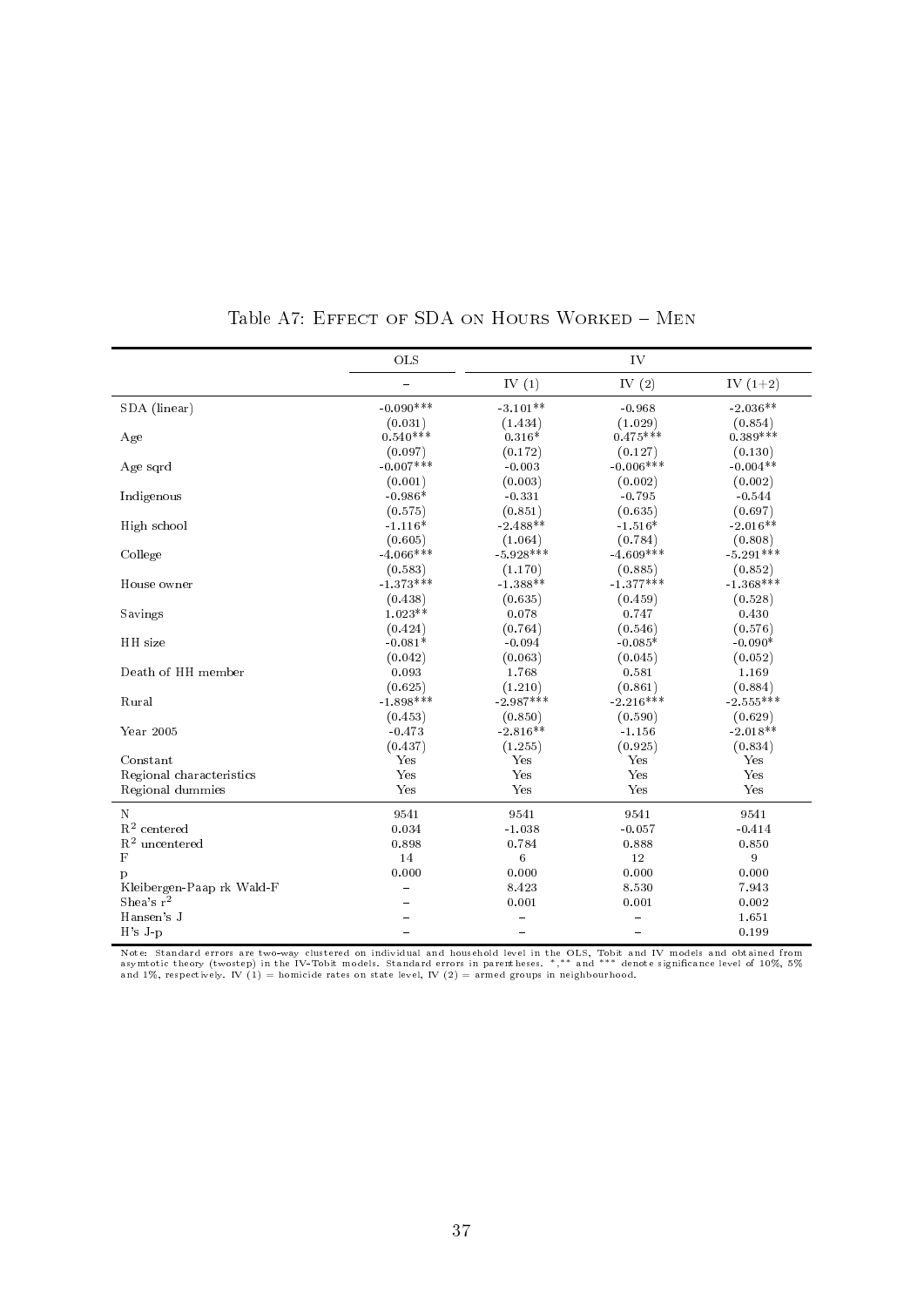## Table A7: Effect of SDA on Hours Worked – Men

| | OLS | IV | | |
|---|---|---|---|---|
| | – | IV (1) | IV (2) | IV (1+2) |
| SDA (linear) | -0.090*** | -3.101** | -0.968 | -2.036** |
| | (0.031) | (1.434) | (1.029) | (0.854) |
| Age | 0.540*** | 0.316* | 0.475*** | 0.389*** |
| | (0.097) | (0.172) | (0.127) | (0.130) |
| Age sqrd | -0.007*** | -0.003 | -0.006*** | -0.004** |
| | (0.001) | (0.003) | (0.002) | (0.002) |
| Indigenous | -0.986* | -0.331 | -0.795 | -0.544 |
| | (0.575) | (0.851) | (0.635) | (0.697) |
| High school | -1.116* | -2.488** | -1.516* | -2.016** |
| | (0.605) | (1.064) | (0.784) | (0.808) |
| College | -4.066*** | -5.928*** | -4.609*** | -5.291*** |
| | (0.583) | (1.170) | (0.885) | (0.852) |
| House owner | -1.373*** | -1.388** | -1.377*** | -1.368*** |
| | (0.438) | (0.635) | (0.459) | (0.528) |
| Savings | 1.023** | 0.078 | 0.747 | 0.430 |
| | (0.424) | (0.764) | (0.546) | (0.576) |
| HH size | -0.081* | -0.094 | -0.085* | -0.090* |
| | (0.042) | (0.063) | (0.045) | (0.052) |
| Death of HH member | 0.093 | 1.768 | 0.581 | 1.169 |
| | (0.625) | (1.210) | (0.861) | (0.884) |
| Rural | -1.898*** | -2.987*** | -2.216*** | -2.555*** |
| | (0.453) | (0.850) | (0.590) | (0.629) |
| Year 2005 | -0.473 | -2.816** | -1.156 | -2.018** |
| | (0.437) | (1.255) | (0.925) | (0.834) |
| Constant | Yes | Yes | Yes | Yes |
| Regional characteristics | Yes | Yes | Yes | Yes |
| Regional dummies | Yes | Yes | Yes | Yes |
| N | 9541 | 9541 | 9541 | 9541 |
| $R^2$ centered | 0.034 | -1.038 | -0.057 | -0.414 |
| $R^2$ uncentered | 0.898 | 0.784 | 0.888 | 0.850 |
| F | 14 | 6 | 12 | 9 |
| p | 0.000 | 0.000 | 0.000 | 0.000 |
| Kleibergen-Paap rk Wald-F | – | 8.423 | 8.530 | 7.943 |
| Shea's $r^2$ | – | 0.001 | 0.001 | 0.002 |
| Hansen's J | – | – | – | 1.651 |
| H's J-p | – | – | – | 0.199 |

Note: Standard errors are two-way clustered on individual and household level in the OLS, Tobit and IV models and obtained from asymtotic theory (twostep) in the IV-Tobit models. Standard errors in parentheses. *,** and *** denote significance level of 10%, 5% and 1%, respectively. IV (1) = homicide rates on state level, IV (2) = armed groups in neighbourhood.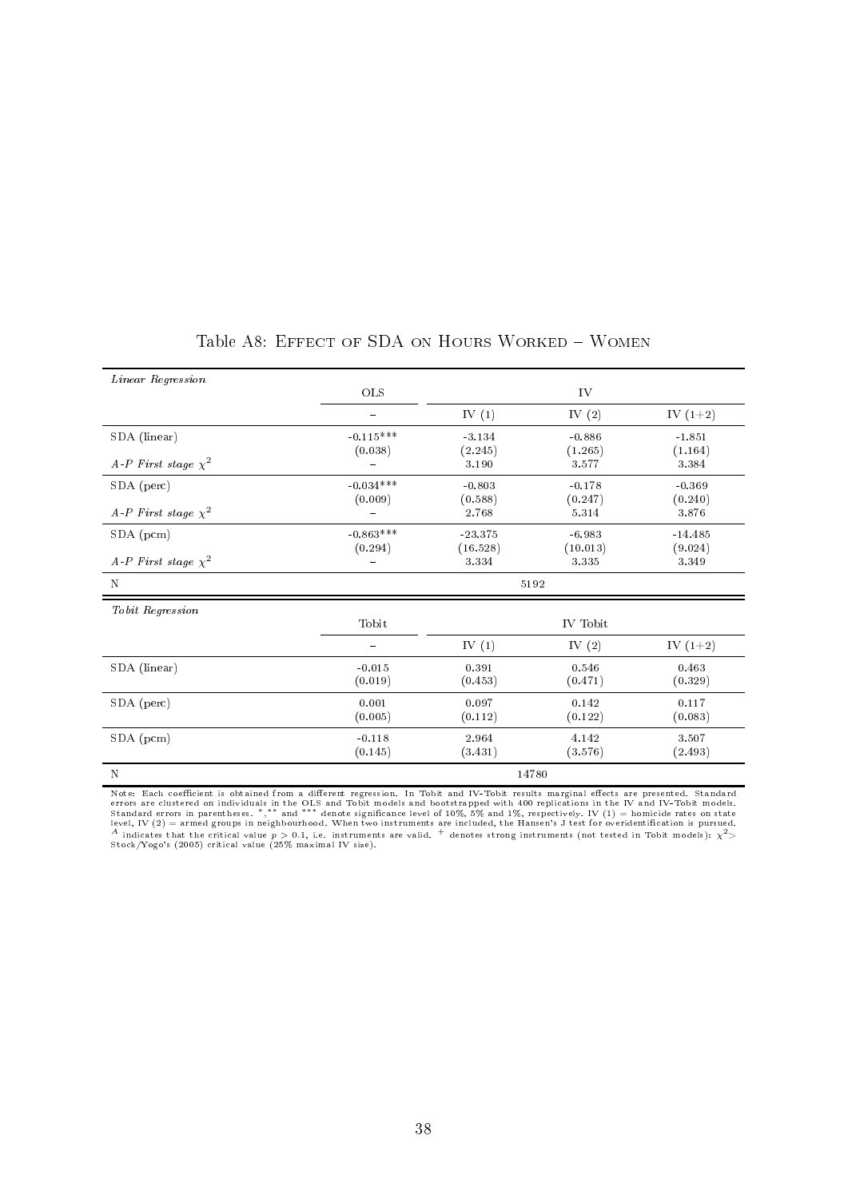Table A8: Effect of SDA on Hours Worked – Women

| *Linear Regression* | OLS | IV | | |
|---|---|---|---|---|
| | – | IV (1) | IV (2) | IV (1+2) |
| SDA (linear) | -0.115*** | -3.134 | -0.886 | -1.851 |
| | (0.038) | (2.245) | (1.265) | (1.164) |
| *A-P First stage* $\chi^2$ | – | 3.190 | 3.577 | 3.384 |
| SDA (perc) | -0.034*** | -0.803 | -0.178 | -0.369 |
| | (0.009) | (0.588) | (0.247) | (0.240) |
| *A-P First stage* $\chi^2$ | – | 2.768 | 5.314 | 3.876 |
| SDA (pcm) | -0.863*** | -23.375 | -6.983 | -14.485 |
| | (0.294) | (16.528) | (10.013) | (9.024) |
| *A-P First stage* $\chi^2$ | – | 3.334 | 3.335 | 3.349 |
| N | | 5192 | | |

| *Tobit Regression* | Tobit | IV Tobit | | |
|---|---|---|---|---|
| | – | IV (1) | IV (2) | IV (1+2) |
| SDA (linear) | -0.015 | 0.391 | 0.546 | 0.463 |
| | (0.019) | (0.453) | (0.471) | (0.329) |
| SDA (perc) | 0.001 | 0.097 | 0.142 | 0.117 |
| | (0.005) | (0.112) | (0.122) | (0.083) |
| SDA (pcm) | -0.118 | 2.964 | 4.142 | 3.507 |
| | (0.145) | (3.431) | (3.576) | (2.493) |
| N | | 14780 | | |

Note: Each coefficient is obtained from a different regression. In Tobit and IV-Tobit results marginal effects are presented. Standard errors are clustered on individuals in the OLS and Tobit models and bootstrapped with 400 replications in the IV and IV-Tobit models. Standard errors in parentheses. *,** and *** denote significance level of 10%, 5% and 1%, respectively. IV (1) = homicide rates on state level, IV (2) = armed groups in neighbourhood. When two instruments are included, the Hansen's J test for overidentification is pursued. [A] indicates that the critical value $p > 0.1$, i.e. instruments are valid. [+] denotes strong instruments (not tested in Tobit models): $\chi^2 >$ Stock/Yogo's (2005) critical value (25% maximal IV size).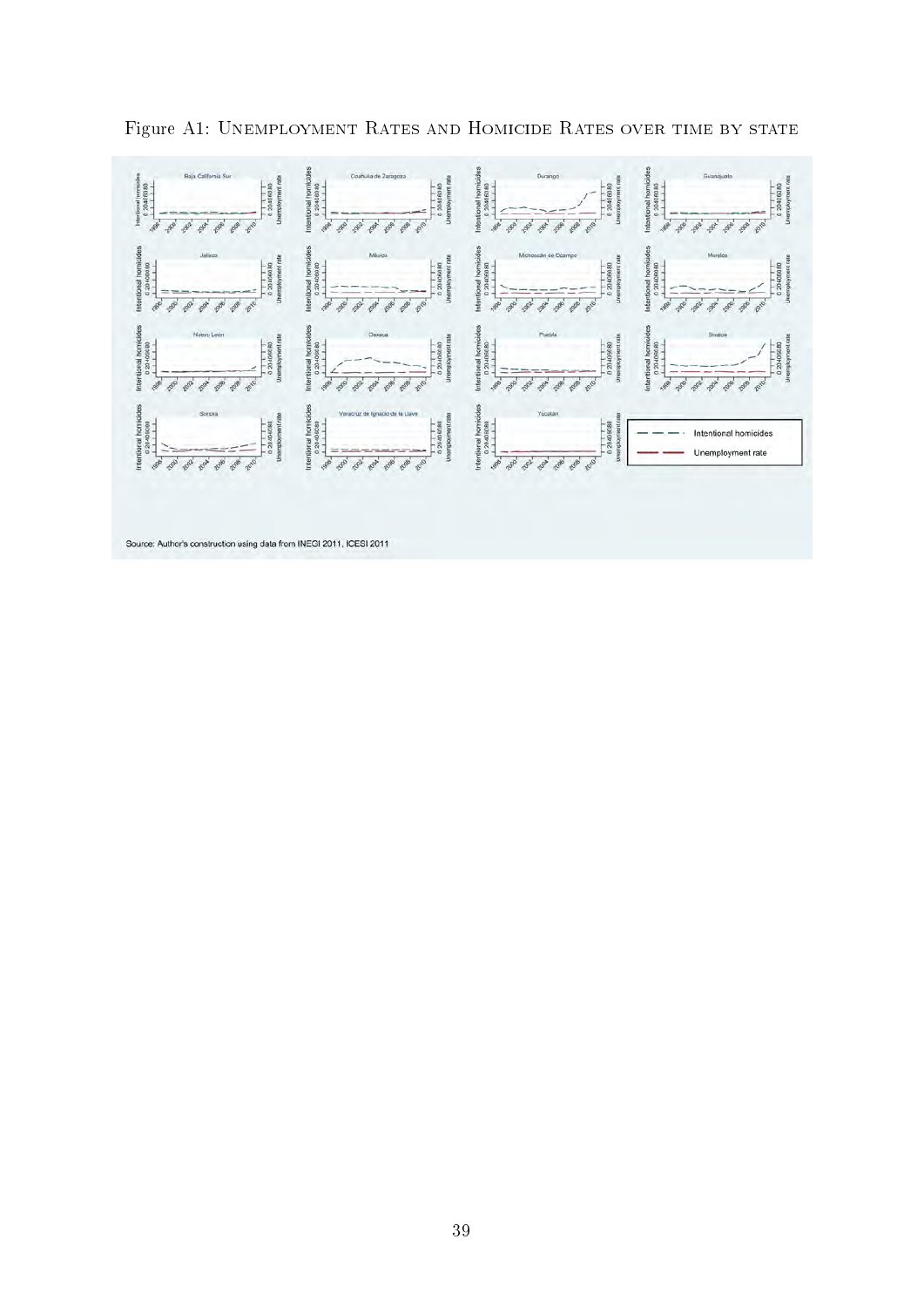Figure A1: Unemployment Rates and Homicide Rates over time by state

Baja California Sur

Coahuila de Zaragoza

Durango

Guanajuato

Jalisco

México

Michoacán de Ocampo

Morelos

Nuevo Leon

Oaxaca

Puebla

Sinaloa

Sonora

Veracruz de Ignacio de la Llave

Yucatán

Intentional homicides

Unemployment rate

Source: Author's construction using data from INEGI 2011, ICESI 2011